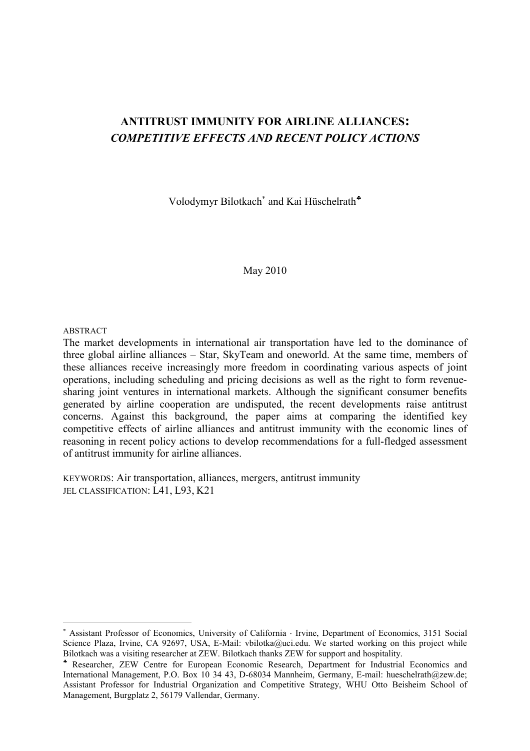# ANTITRUST IMMUNITY FOR AIRLINE ALLIANCES: *COMPETITIVE EFFECTS AND RECENT POLICY ACTIONS*

Volodymyr Bilotkach[*] and Kai Hüschelrath[♣]

May 2010

ABSTRACT

The market developments in international air transportation have led to the dominance of three global airline alliances – Star, SkyTeam and oneworld. At the same time, members of these alliances receive increasingly more freedom in coordinating various aspects of joint operations, including scheduling and pricing decisions as well as the right to form revenue-sharing joint ventures in international markets. Although the significant consumer benefits generated by airline cooperation are undisputed, the recent developments raise antitrust concerns. Against this background, the paper aims at comparing the identified key competitive effects of airline alliances and antitrust immunity with the economic lines of reasoning in recent policy actions to develop recommendations for a full-fledged assessment of antitrust immunity for airline alliances.

KEYWORDS: Air transportation, alliances, mergers, antitrust immunity

JEL CLASSIFICATION: L41, L93, K21

---

[*] Assistant Professor of Economics, University of California · Irvine, Department of Economics, 3151 Social Science Plaza, Irvine, CA 92697, USA, E-Mail: vbilotka@uci.edu. We started working on this project while Bilotkach was a visiting researcher at ZEW. Bilotkach thanks ZEW for support and hospitality.

[♣] Researcher, ZEW Centre for European Economic Research, Department for Industrial Economics and International Management, P.O. Box 10 34 43, D-68034 Mannheim, Germany, E-mail: hueschelrath@zew.de; Assistant Professor for Industrial Organization and Competitive Strategy, WHU Otto Beisheim School of Management, Burgplatz 2, 56179 Vallendar, Germany.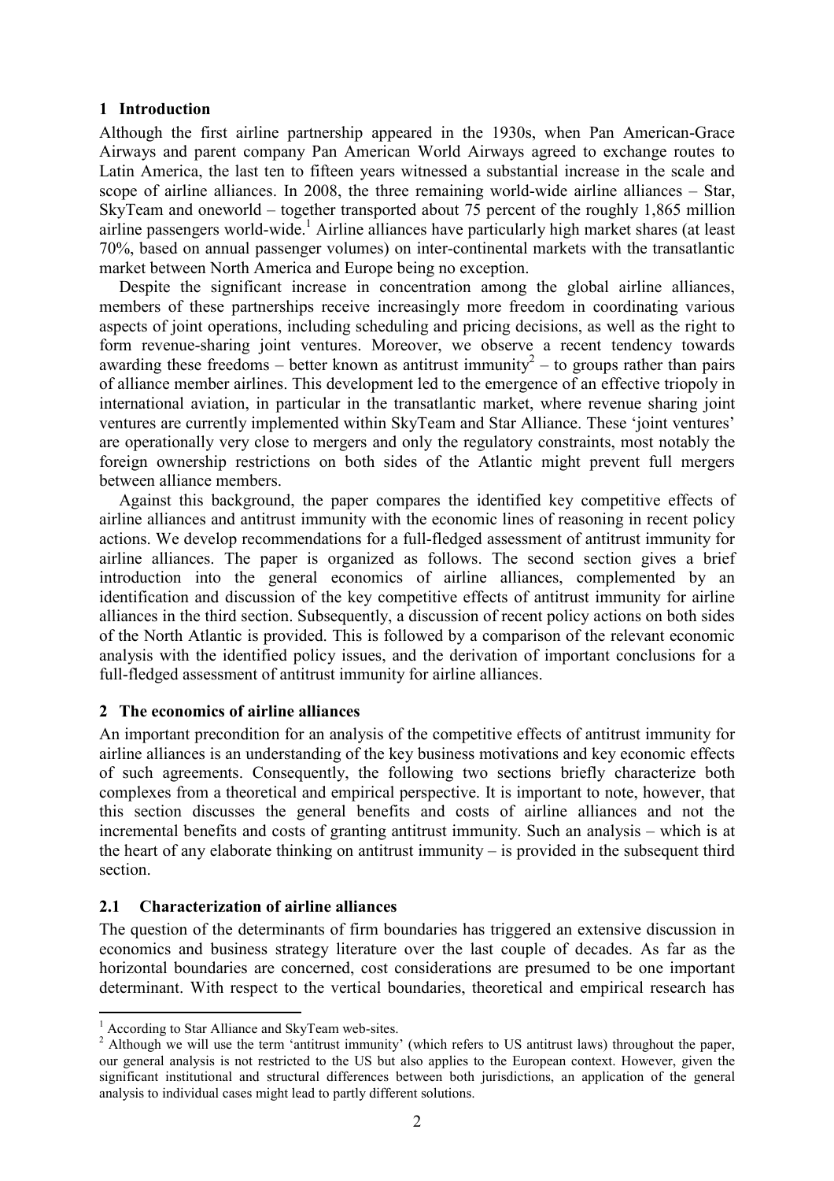## 1 Introduction

Although the first airline partnership appeared in the 1930s, when Pan American-Grace Airways and parent company Pan American World Airways agreed to exchange routes to Latin America, the last ten to fifteen years witnessed a substantial increase in the scale and scope of airline alliances. In 2008, the three remaining world-wide airline alliances – Star, SkyTeam and oneworld – together transported about 75 percent of the roughly 1,865 million airline passengers world-wide.[1] Airline alliances have particularly high market shares (at least 70%, based on annual passenger volumes) on inter-continental markets with the transatlantic market between North America and Europe being no exception.

Despite the significant increase in concentration among the global airline alliances, members of these partnerships receive increasingly more freedom in coordinating various aspects of joint operations, including scheduling and pricing decisions, as well as the right to form revenue-sharing joint ventures. Moreover, we observe a recent tendency towards awarding these freedoms – better known as antitrust immunity[2] – to groups rather than pairs of alliance member airlines. This development led to the emergence of an effective triopoly in international aviation, in particular in the transatlantic market, where revenue sharing joint ventures are currently implemented within SkyTeam and Star Alliance. These 'joint ventures' are operationally very close to mergers and only the regulatory constraints, most notably the foreign ownership restrictions on both sides of the Atlantic might prevent full mergers between alliance members.

Against this background, the paper compares the identified key competitive effects of airline alliances and antitrust immunity with the economic lines of reasoning in recent policy actions. We develop recommendations for a full-fledged assessment of antitrust immunity for airline alliances. The paper is organized as follows. The second section gives a brief introduction into the general economics of airline alliances, complemented by an identification and discussion of the key competitive effects of antitrust immunity for airline alliances in the third section. Subsequently, a discussion of recent policy actions on both sides of the North Atlantic is provided. This is followed by a comparison of the relevant economic analysis with the identified policy issues, and the derivation of important conclusions for a full-fledged assessment of antitrust immunity for airline alliances.

## 2 The economics of airline alliances

An important precondition for an analysis of the competitive effects of antitrust immunity for airline alliances is an understanding of the key business motivations and key economic effects of such agreements. Consequently, the following two sections briefly characterize both complexes from a theoretical and empirical perspective. It is important to note, however, that this section discusses the general benefits and costs of airline alliances and not the incremental benefits and costs of granting antitrust immunity. Such an analysis – which is at the heart of any elaborate thinking on antitrust immunity – is provided in the subsequent third section.

### 2.1 Characterization of airline alliances

The question of the determinants of firm boundaries has triggered an extensive discussion in economics and business strategy literature over the last couple of decades. As far as the horizontal boundaries are concerned, cost considerations are presumed to be one important determinant. With respect to the vertical boundaries, theoretical and empirical research has

[1] According to Star Alliance and SkyTeam web-sites.

[2] Although we will use the term 'antitrust immunity' (which refers to US antitrust laws) throughout the paper, our general analysis is not restricted to the US but also applies to the European context. However, given the significant institutional and structural differences between both jurisdictions, an application of the general analysis to individual cases might lead to partly different solutions.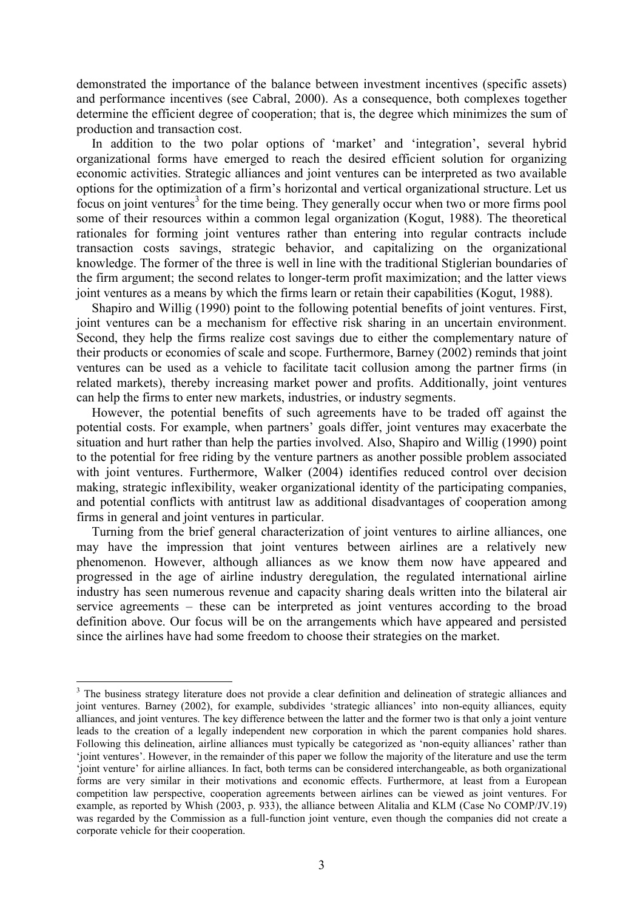demonstrated the importance of the balance between investment incentives (specific assets) and performance incentives (see Cabral, 2000). As a consequence, both complexes together determine the efficient degree of cooperation; that is, the degree which minimizes the sum of production and transaction cost.

In addition to the two polar options of 'market' and 'integration', several hybrid organizational forms have emerged to reach the desired efficient solution for organizing economic activities. Strategic alliances and joint ventures can be interpreted as two available options for the optimization of a firm's horizontal and vertical organizational structure. Let us focus on joint ventures[3] for the time being. They generally occur when two or more firms pool some of their resources within a common legal organization (Kogut, 1988). The theoretical rationales for forming joint ventures rather than entering into regular contracts include transaction costs savings, strategic behavior, and capitalizing on the organizational knowledge. The former of the three is well in line with the traditional Stiglerian boundaries of the firm argument; the second relates to longer-term profit maximization; and the latter views joint ventures as a means by which the firms learn or retain their capabilities (Kogut, 1988).

Shapiro and Willig (1990) point to the following potential benefits of joint ventures. First, joint ventures can be a mechanism for effective risk sharing in an uncertain environment. Second, they help the firms realize cost savings due to either the complementary nature of their products or economies of scale and scope. Furthermore, Barney (2002) reminds that joint ventures can be used as a vehicle to facilitate tacit collusion among the partner firms (in related markets), thereby increasing market power and profits. Additionally, joint ventures can help the firms to enter new markets, industries, or industry segments.

However, the potential benefits of such agreements have to be traded off against the potential costs. For example, when partners' goals differ, joint ventures may exacerbate the situation and hurt rather than help the parties involved. Also, Shapiro and Willig (1990) point to the potential for free riding by the venture partners as another possible problem associated with joint ventures. Furthermore, Walker (2004) identifies reduced control over decision making, strategic inflexibility, weaker organizational identity of the participating companies, and potential conflicts with antitrust law as additional disadvantages of cooperation among firms in general and joint ventures in particular.

Turning from the brief general characterization of joint ventures to airline alliances, one may have the impression that joint ventures between airlines are a relatively new phenomenon. However, although alliances as we know them now have appeared and progressed in the age of airline industry deregulation, the regulated international airline industry has seen numerous revenue and capacity sharing deals written into the bilateral air service agreements – these can be interpreted as joint ventures according to the broad definition above. Our focus will be on the arrangements which have appeared and persisted since the airlines have had some freedom to choose their strategies on the market.

---

[3] The business strategy literature does not provide a clear definition and delineation of strategic alliances and joint ventures. Barney (2002), for example, subdivides 'strategic alliances' into non-equity alliances, equity alliances, and joint ventures. The key difference between the latter and the former two is that only a joint venture leads to the creation of a legally independent new corporation in which the parent companies hold shares. Following this delineation, airline alliances must typically be categorized as 'non-equity alliances' rather than 'joint ventures'. However, in the remainder of this paper we follow the majority of the literature and use the term 'joint venture' for airline alliances. In fact, both terms can be considered interchangeable, as both organizational forms are very similar in their motivations and economic effects. Furthermore, at least from a European competition law perspective, cooperation agreements between airlines can be viewed as joint ventures. For example, as reported by Whish (2003, p. 933), the alliance between Alitalia and KLM (Case No COMP/JV.19) was regarded by the Commission as a full-function joint venture, even though the companies did not create a corporate vehicle for their cooperation.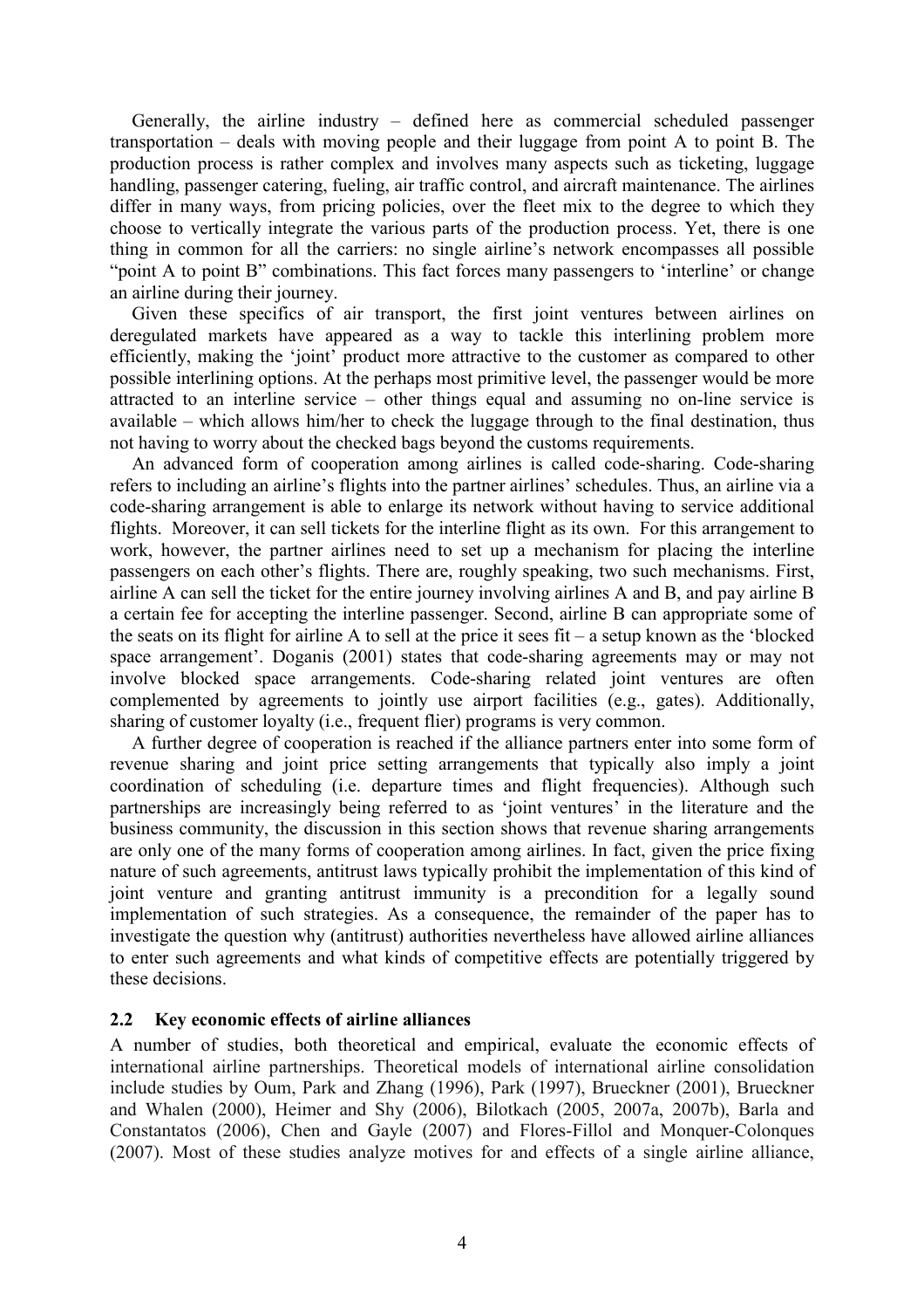Generally, the airline industry – defined here as commercial scheduled passenger transportation – deals with moving people and their luggage from point A to point B. The production process is rather complex and involves many aspects such as ticketing, luggage handling, passenger catering, fueling, air traffic control, and aircraft maintenance. The airlines differ in many ways, from pricing policies, over the fleet mix to the degree to which they choose to vertically integrate the various parts of the production process. Yet, there is one thing in common for all the carriers: no single airline's network encompasses all possible "point A to point B" combinations. This fact forces many passengers to 'interline' or change an airline during their journey.

Given these specifics of air transport, the first joint ventures between airlines on deregulated markets have appeared as a way to tackle this interlining problem more efficiently, making the 'joint' product more attractive to the customer as compared to other possible interlining options. At the perhaps most primitive level, the passenger would be more attracted to an interline service – other things equal and assuming no on-line service is available – which allows him/her to check the luggage through to the final destination, thus not having to worry about the checked bags beyond the customs requirements.

An advanced form of cooperation among airlines is called code-sharing. Code-sharing refers to including an airline's flights into the partner airlines' schedules. Thus, an airline via a code-sharing arrangement is able to enlarge its network without having to service additional flights. Moreover, it can sell tickets for the interline flight as its own. For this arrangement to work, however, the partner airlines need to set up a mechanism for placing the interline passengers on each other's flights. There are, roughly speaking, two such mechanisms. First, airline A can sell the ticket for the entire journey involving airlines A and B, and pay airline B a certain fee for accepting the interline passenger. Second, airline B can appropriate some of the seats on its flight for airline A to sell at the price it sees fit – a setup known as the 'blocked space arrangement'. Doganis (2001) states that code-sharing agreements may or may not involve blocked space arrangements. Code-sharing related joint ventures are often complemented by agreements to jointly use airport facilities (e.g., gates). Additionally, sharing of customer loyalty (i.e., frequent flier) programs is very common.

A further degree of cooperation is reached if the alliance partners enter into some form of revenue sharing and joint price setting arrangements that typically also imply a joint coordination of scheduling (i.e. departure times and flight frequencies). Although such partnerships are increasingly being referred to as 'joint ventures' in the literature and the business community, the discussion in this section shows that revenue sharing arrangements are only one of the many forms of cooperation among airlines. In fact, given the price fixing nature of such agreements, antitrust laws typically prohibit the implementation of this kind of joint venture and granting antitrust immunity is a precondition for a legally sound implementation of such strategies. As a consequence, the remainder of the paper has to investigate the question why (antitrust) authorities nevertheless have allowed airline alliances to enter such agreements and what kinds of competitive effects are potentially triggered by these decisions.

### 2.2 Key economic effects of airline alliances

A number of studies, both theoretical and empirical, evaluate the economic effects of international airline partnerships. Theoretical models of international airline consolidation include studies by Oum, Park and Zhang (1996), Park (1997), Brueckner (2001), Brueckner and Whalen (2000), Heimer and Shy (2006), Bilotkach (2005, 2007a, 2007b), Barla and Constantatos (2006), Chen and Gayle (2007) and Flores-Fillol and Monquer-Colonques (2007). Most of these studies analyze motives for and effects of a single airline alliance,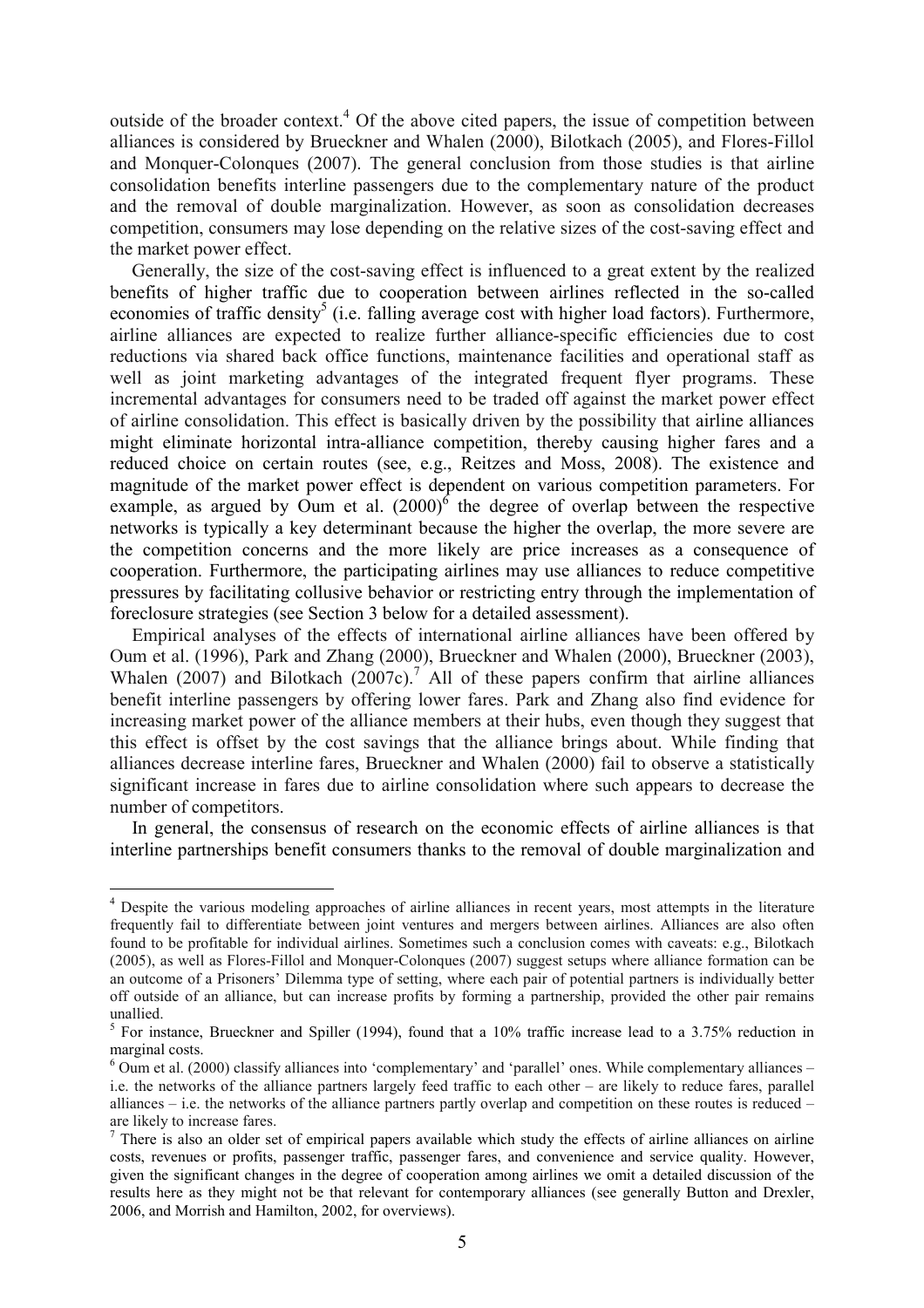outside of the broader context.[4] Of the above cited papers, the issue of competition between alliances is considered by Brueckner and Whalen (2000), Bilotkach (2005), and Flores-Fillol and Monquer-Colonques (2007). The general conclusion from those studies is that airline consolidation benefits interline passengers due to the complementary nature of the product and the removal of double marginalization. However, as soon as consolidation decreases competition, consumers may lose depending on the relative sizes of the cost-saving effect and the market power effect.

Generally, the size of the cost-saving effect is influenced to a great extent by the realized benefits of higher traffic due to cooperation between airlines reflected in the so-called economies of traffic density[5] (i.e. falling average cost with higher load factors). Furthermore, airline alliances are expected to realize further alliance-specific efficiencies due to cost reductions via shared back office functions, maintenance facilities and operational staff as well as joint marketing advantages of the integrated frequent flyer programs. These incremental advantages for consumers need to be traded off against the market power effect of airline consolidation. This effect is basically driven by the possibility that airline alliances might eliminate horizontal intra-alliance competition, thereby causing higher fares and a reduced choice on certain routes (see, e.g., Reitzes and Moss, 2008). The existence and magnitude of the market power effect is dependent on various competition parameters. For example, as argued by Oum et al. (2000)[6] the degree of overlap between the respective networks is typically a key determinant because the higher the overlap, the more severe are the competition concerns and the more likely are price increases as a consequence of cooperation. Furthermore, the participating airlines may use alliances to reduce competitive pressures by facilitating collusive behavior or restricting entry through the implementation of foreclosure strategies (see Section 3 below for a detailed assessment).

Empirical analyses of the effects of international airline alliances have been offered by Oum et al. (1996), Park and Zhang (2000), Brueckner and Whalen (2000), Brueckner (2003), Whalen (2007) and Bilotkach (2007c).[7] All of these papers confirm that airline alliances benefit interline passengers by offering lower fares. Park and Zhang also find evidence for increasing market power of the alliance members at their hubs, even though they suggest that this effect is offset by the cost savings that the alliance brings about. While finding that alliances decrease interline fares, Brueckner and Whalen (2000) fail to observe a statistically significant increase in fares due to airline consolidation where such appears to decrease the number of competitors.

In general, the consensus of research on the economic effects of airline alliances is that interline partnerships benefit consumers thanks to the removal of double marginalization and

---

[4] Despite the various modeling approaches of airline alliances in recent years, most attempts in the literature frequently fail to differentiate between joint ventures and mergers between airlines. Alliances are also often found to be profitable for individual airlines. Sometimes such a conclusion comes with caveats: e.g., Bilotkach (2005), as well as Flores-Fillol and Monquer-Colonques (2007) suggest setups where alliance formation can be an outcome of a Prisoners' Dilemma type of setting, where each pair of potential partners is individually better off outside of an alliance, but can increase profits by forming a partnership, provided the other pair remains unallied.

[5] For instance, Brueckner and Spiller (1994), found that a 10% traffic increase lead to a 3.75% reduction in marginal costs.

[6] Oum et al. (2000) classify alliances into 'complementary' and 'parallel' ones. While complementary alliances – i.e. the networks of the alliance partners largely feed traffic to each other – are likely to reduce fares, parallel alliances – i.e. the networks of the alliance partners partly overlap and competition on these routes is reduced – are likely to increase fares.

[7] There is also an older set of empirical papers available which study the effects of airline alliances on airline costs, revenues or profits, passenger traffic, passenger fares, and convenience and service quality. However, given the significant changes in the degree of cooperation among airlines we omit a detailed discussion of the results here as they might not be that relevant for contemporary alliances (see generally Button and Drexler, 2006, and Morrish and Hamilton, 2002, for overviews).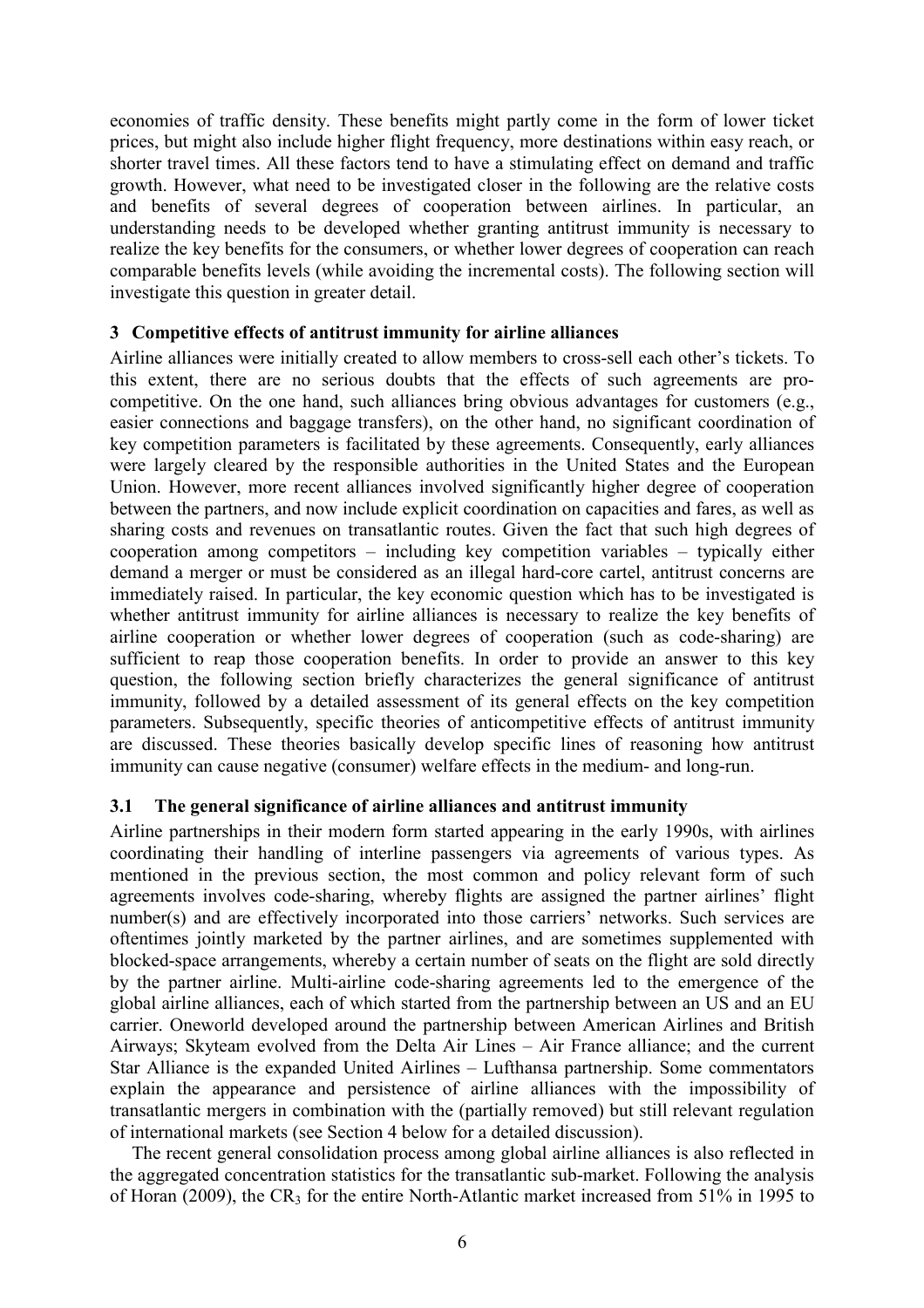economies of traffic density. These benefits might partly come in the form of lower ticket prices, but might also include higher flight frequency, more destinations within easy reach, or shorter travel times. All these factors tend to have a stimulating effect on demand and traffic growth. However, what need to be investigated closer in the following are the relative costs and benefits of several degrees of cooperation between airlines. In particular, an understanding needs to be developed whether granting antitrust immunity is necessary to realize the key benefits for the consumers, or whether lower degrees of cooperation can reach comparable benefits levels (while avoiding the incremental costs). The following section will investigate this question in greater detail.

## 3 Competitive effects of antitrust immunity for airline alliances

Airline alliances were initially created to allow members to cross-sell each other's tickets. To this extent, there are no serious doubts that the effects of such agreements are pro-competitive. On the one hand, such alliances bring obvious advantages for customers (e.g., easier connections and baggage transfers), on the other hand, no significant coordination of key competition parameters is facilitated by these agreements. Consequently, early alliances were largely cleared by the responsible authorities in the United States and the European Union. However, more recent alliances involved significantly higher degree of cooperation between the partners, and now include explicit coordination on capacities and fares, as well as sharing costs and revenues on transatlantic routes. Given the fact that such high degrees of cooperation among competitors – including key competition variables – typically either demand a merger or must be considered as an illegal hard-core cartel, antitrust concerns are immediately raised. In particular, the key economic question which has to be investigated is whether antitrust immunity for airline alliances is necessary to realize the key benefits of airline cooperation or whether lower degrees of cooperation (such as code-sharing) are sufficient to reap those cooperation benefits. In order to provide an answer to this key question, the following section briefly characterizes the general significance of antitrust immunity, followed by a detailed assessment of its general effects on the key competition parameters. Subsequently, specific theories of anticompetitive effects of antitrust immunity are discussed. These theories basically develop specific lines of reasoning how antitrust immunity can cause negative (consumer) welfare effects in the medium- and long-run.

### 3.1 The general significance of airline alliances and antitrust immunity

Airline partnerships in their modern form started appearing in the early 1990s, with airlines coordinating their handling of interline passengers via agreements of various types. As mentioned in the previous section, the most common and policy relevant form of such agreements involves code-sharing, whereby flights are assigned the partner airlines' flight number(s) and are effectively incorporated into those carriers' networks. Such services are oftentimes jointly marketed by the partner airlines, and are sometimes supplemented with blocked-space arrangements, whereby a certain number of seats on the flight are sold directly by the partner airline. Multi-airline code-sharing agreements led to the emergence of the global airline alliances, each of which started from the partnership between an US and an EU carrier. Oneworld developed around the partnership between American Airlines and British Airways; Skyteam evolved from the Delta Air Lines – Air France alliance; and the current Star Alliance is the expanded United Airlines – Lufthansa partnership. Some commentators explain the appearance and persistence of airline alliances with the impossibility of transatlantic mergers in combination with the (partially removed) but still relevant regulation of international markets (see Section 4 below for a detailed discussion).

The recent general consolidation process among global airline alliances is also reflected in the aggregated concentration statistics for the transatlantic sub-market. Following the analysis of Horan (2009), the $CR_3$ for the entire North-Atlantic market increased from 51% in 1995 to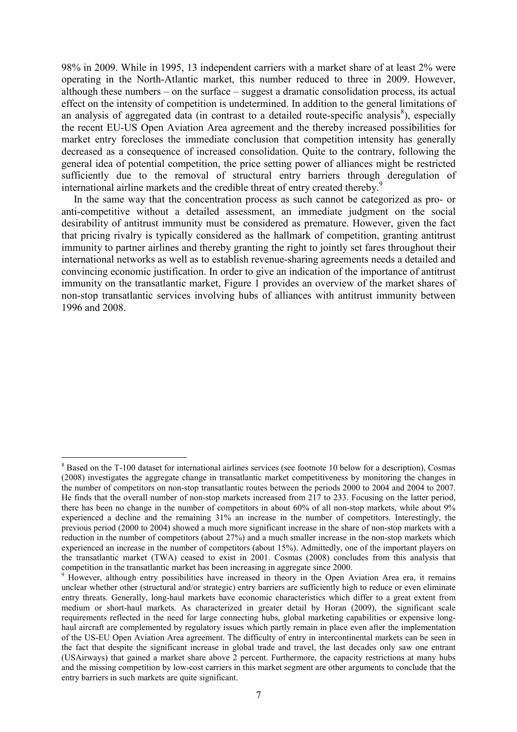98% in 2009. While in 1995, 13 independent carriers with a market share of at least 2% were operating in the North-Atlantic market, this number reduced to three in 2009. However, although these numbers – on the surface – suggest a dramatic consolidation process, its actual effect on the intensity of competition is undetermined. In addition to the general limitations of an analysis of aggregated data (in contrast to a detailed route-specific analysis[8]), especially the recent EU-US Open Aviation Area agreement and the thereby increased possibilities for market entry forecloses the immediate conclusion that competition intensity has generally decreased as a consequence of increased consolidation. Quite to the contrary, following the general idea of potential competition, the price setting power of alliances might be restricted sufficiently due to the removal of structural entry barriers through deregulation of international airline markets and the credible threat of entry created thereby.[9]

In the same way that the concentration process as such cannot be categorized as pro- or anti-competitive without a detailed assessment, an immediate judgment on the social desirability of antitrust immunity must be considered as premature. However, given the fact that pricing rivalry is typically considered as the hallmark of competition, granting antitrust immunity to partner airlines and thereby granting the right to jointly set fares throughout their international networks as well as to establish revenue-sharing agreements needs a detailed and convincing economic justification. In order to give an indication of the importance of antitrust immunity on the transatlantic market, Figure 1 provides an overview of the market shares of non-stop transatlantic services involving hubs of alliances with antitrust immunity between 1996 and 2008.

---

[8] Based on the T-100 dataset for international airlines services (see footnote 10 below for a description), Cosmas (2008) investigates the aggregate change in transatlantic market competitiveness by monitoring the changes in the number of competitors on non-stop transatlantic routes between the periods 2000 to 2004 and 2004 to 2007. He finds that the overall number of non-stop markets increased from 217 to 233. Focusing on the latter period, there has been no change in the number of competitors in about 60% of all non-stop markets, while about 9% experienced a decline and the remaining 31% an increase in the number of competitors. Interestingly, the previous period (2000 to 2004) showed a much more significant increase in the share of non-stop markets with a reduction in the number of competitors (about 27%) and a much smaller increase in the non-stop markets which experienced an increase in the number of competitors (about 15%). Admittedly, one of the important players on the transatlantic market (TWA) ceased to exist in 2001. Cosmas (2008) concludes from this analysis that competition in the transatlantic market has been increasing in aggregate since 2000.

[9] However, although entry possibilities have increased in theory in the Open Aviation Area era, it remains unclear whether other (structural and/or strategic) entry barriers are sufficiently high to reduce or even eliminate entry threats. Generally, long-haul markets have economic characteristics which differ to a great extent from medium or short-haul markets. As characterized in greater detail by Horan (2009), the significant scale requirements reflected in the need for large connecting hubs, global marketing capabilities or expensive long-haul aircraft are complemented by regulatory issues which partly remain in place even after the implementation of the US-EU Open Aviation Area agreement. The difficulty of entry in intercontinental markets can be seen in the fact that despite the significant increase in global trade and travel, the last decades only saw one entrant (USAirways) that gained a market share above 2 percent. Furthermore, the capacity restrictions at many hubs and the missing competition by low-cost carriers in this market segment are other arguments to conclude that the entry barriers in such markets are quite significant.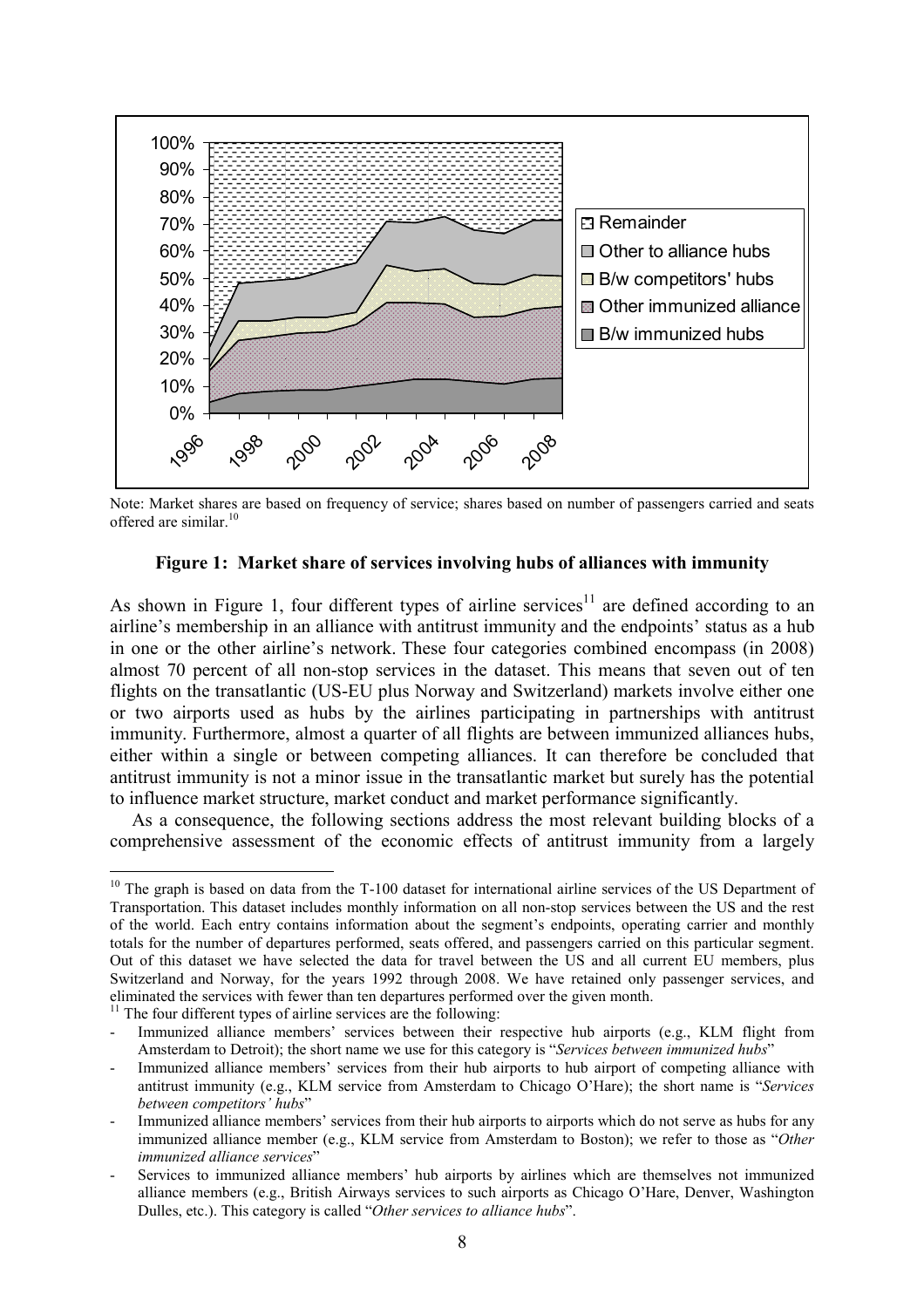Note: Market shares are based on frequency of service; shares based on number of passengers carried and seats offered are similar.[10]

**Figure 1: Market share of services involving hubs of alliances with immunity**

As shown in Figure 1, four different types of airline services[11] are defined according to an airline's membership in an alliance with antitrust immunity and the endpoints' status as a hub in one or the other airline's network. These four categories combined encompass (in 2008) almost 70 percent of all non-stop services in the dataset. This means that seven out of ten flights on the transatlantic (US-EU plus Norway and Switzerland) markets involve either one or two airports used as hubs by the airlines participating in partnerships with antitrust immunity. Furthermore, almost a quarter of all flights are between immunized alliances hubs, either within a single or between competing alliances. It can therefore be concluded that antitrust immunity is not a minor issue in the transatlantic market but surely has the potential to influence market structure, market conduct and market performance significantly.

As a consequence, the following sections address the most relevant building blocks of a comprehensive assessment of the economic effects of antitrust immunity from a largely

---

[10] The graph is based on data from the T-100 dataset for international airline services of the US Department of Transportation. This dataset includes monthly information on all non-stop services between the US and the rest of the world. Each entry contains information about the segment's endpoints, operating carrier and monthly totals for the number of departures performed, seats offered, and passengers carried on this particular segment. Out of this dataset we have selected the data for travel between the US and all current EU members, plus Switzerland and Norway, for the years 1992 through 2008. We have retained only passenger services, and eliminated the services with fewer than ten departures performed over the given month.

[11] The four different types of airline services are the following:

- Immunized alliance members' services between their respective hub airports (e.g., KLM flight from Amsterdam to Detroit); the short name we use for this category is "*Services between immunized hubs*"
- Immunized alliance members' services from their hub airports to hub airport of competing alliance with antitrust immunity (e.g., KLM service from Amsterdam to Chicago O'Hare); the short name is "*Services between competitors' hubs*"
- Immunized alliance members' services from their hub airports to airports which do not serve as hubs for any immunized alliance member (e.g., KLM service from Amsterdam to Boston); we refer to those as "*Other immunized alliance services*"
- Services to immunized alliance members' hub airports by airlines which are themselves not immunized alliance members (e.g., British Airways services to such airports as Chicago O'Hare, Denver, Washington Dulles, etc.). This category is called "*Other services to alliance hubs*".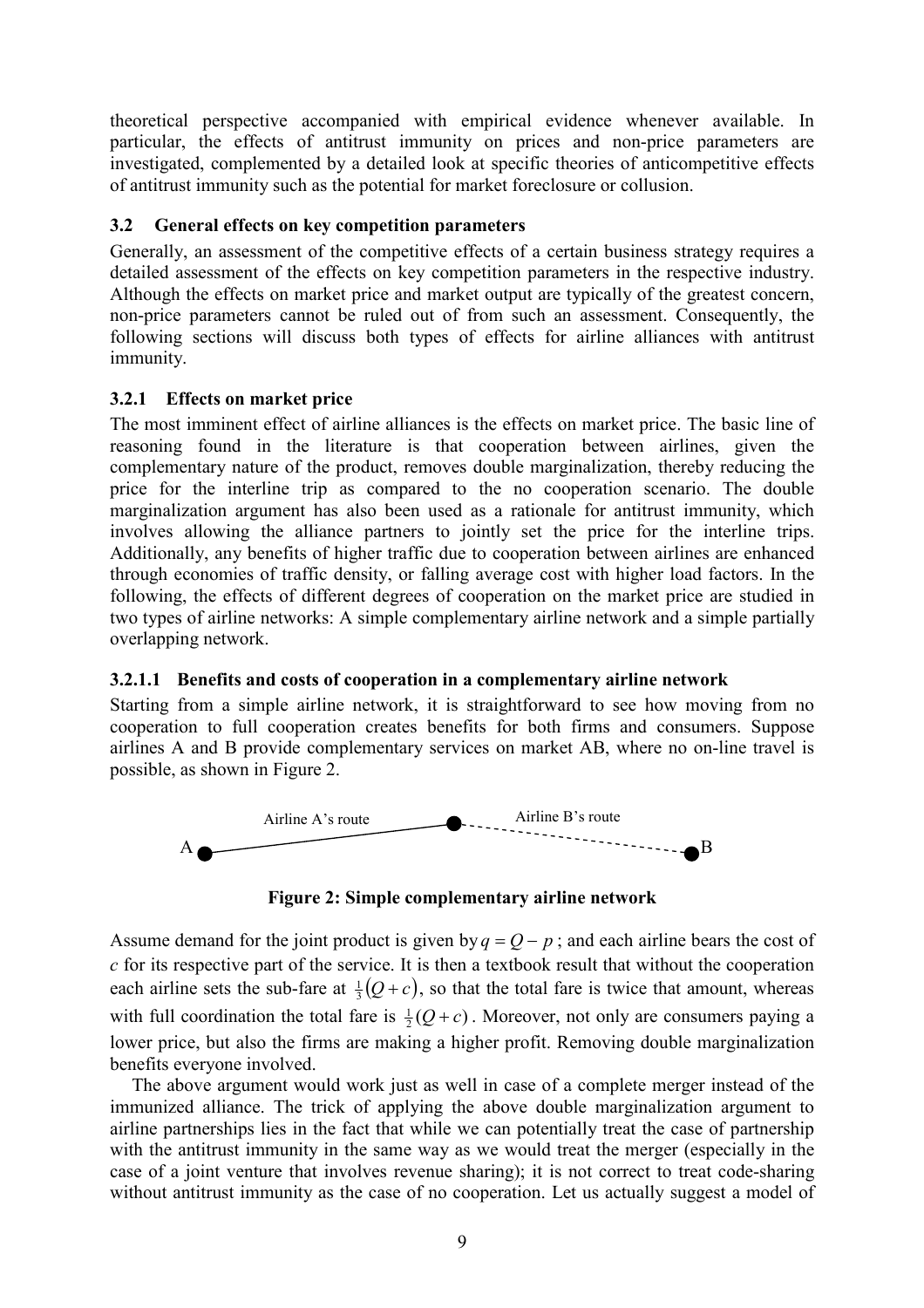theoretical perspective accompanied with empirical evidence whenever available. In particular, the effects of antitrust immunity on prices and non-price parameters are investigated, complemented by a detailed look at specific theories of anticompetitive effects of antitrust immunity such as the potential for market foreclosure or collusion.

### 3.2 General effects on key competition parameters

Generally, an assessment of the competitive effects of a certain business strategy requires a detailed assessment of the effects on key competition parameters in the respective industry. Although the effects on market price and market output are typically of the greatest concern, non-price parameters cannot be ruled out of from such an assessment. Consequently, the following sections will discuss both types of effects for airline alliances with antitrust immunity.

#### 3.2.1 Effects on market price

The most imminent effect of airline alliances is the effects on market price. The basic line of reasoning found in the literature is that cooperation between airlines, given the complementary nature of the product, removes double marginalization, thereby reducing the price for the interline trip as compared to the no cooperation scenario. The double marginalization argument has also been used as a rationale for antitrust immunity, which involves allowing the alliance partners to jointly set the price for the interline trips. Additionally, any benefits of higher traffic due to cooperation between airlines are enhanced through economies of traffic density, or falling average cost with higher load factors. In the following, the effects of different degrees of cooperation on the market price are studied in two types of airline networks: A simple complementary airline network and a simple partially overlapping network.

##### 3.2.1.1 Benefits and costs of cooperation in a complementary airline network

Starting from a simple airline network, it is straightforward to see how moving from no cooperation to full cooperation creates benefits for both firms and consumers. Suppose airlines A and B provide complementary services on market AB, where no on-line travel is possible, as shown in Figure 2.

A — Airline A's route — • - - - Airline B's route - - - B

**Figure 2: Simple complementary airline network**

Assume demand for the joint product is given by $q = Q - p$; and each airline bears the cost of $c$ for its respective part of the service. It is then a textbook result that without the cooperation each airline sets the sub-fare at $\frac{1}{3}(Q+c)$, so that the total fare is twice that amount, whereas with full coordination the total fare is $\frac{1}{2}(Q+c)$. Moreover, not only are consumers paying a lower price, but also the firms are making a higher profit. Removing double marginalization benefits everyone involved.

The above argument would work just as well in case of a complete merger instead of the immunized alliance. The trick of applying the above double marginalization argument to airline partnerships lies in the fact that while we can potentially treat the case of partnership with the antitrust immunity in the same way as we would treat the merger (especially in the case of a joint venture that involves revenue sharing); it is not correct to treat code-sharing without antitrust immunity as the case of no cooperation. Let us actually suggest a model of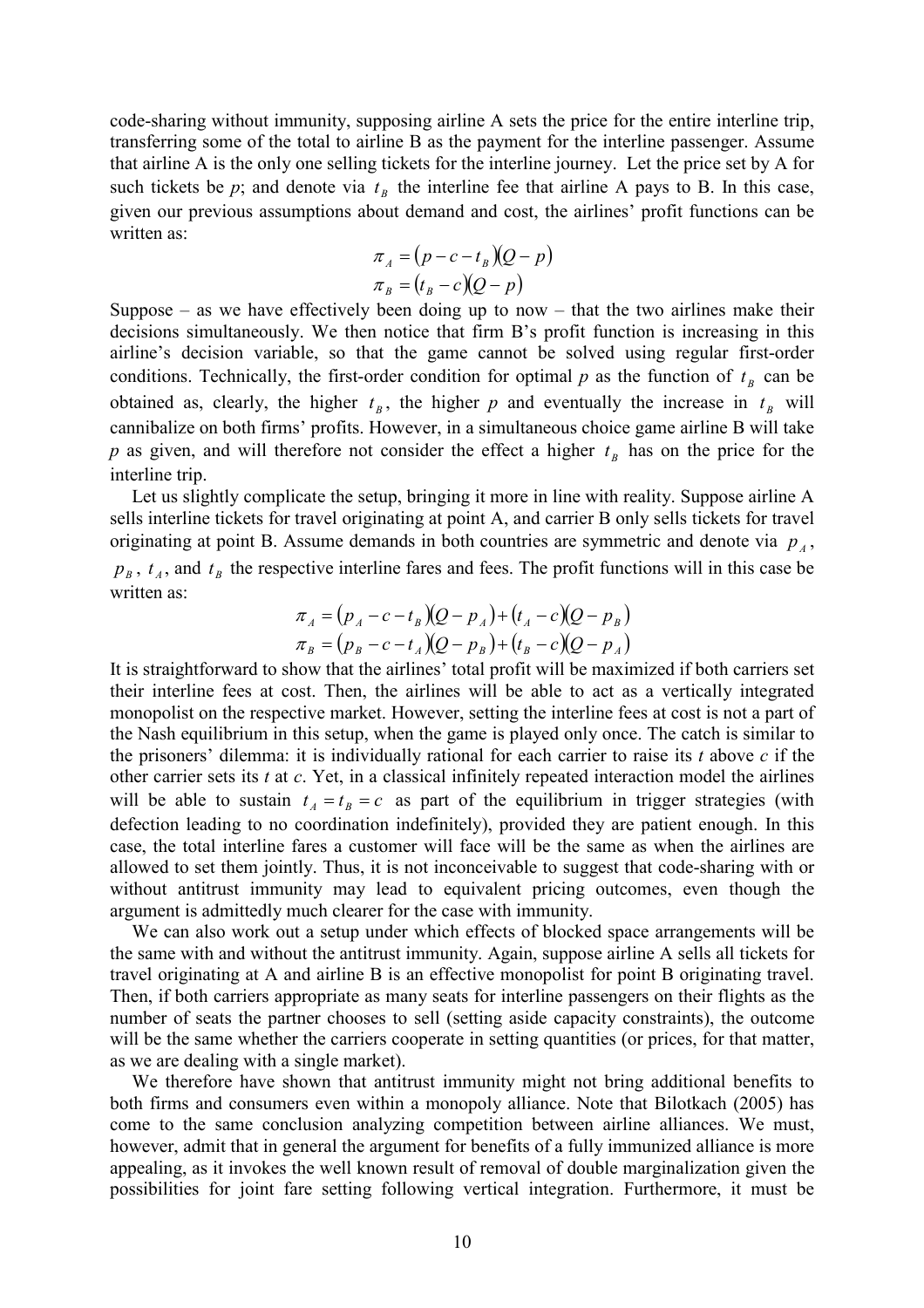code-sharing without immunity, supposing airline A sets the price for the entire interline trip, transferring some of the total to airline B as the payment for the interline passenger. Assume that airline A is the only one selling tickets for the interline journey. Let the price set by A for such tickets be *p*; and denote via $t_B$ the interline fee that airline A pays to B. In this case, given our previous assumptions about demand and cost, the airlines' profit functions can be written as:

$$\pi_A = (p - c - t_B)(Q - p)$$
$$\pi_B = (t_B - c)(Q - p)$$

Suppose – as we have effectively been doing up to now – that the two airlines make their decisions simultaneously. We then notice that firm B's profit function is increasing in this airline's decision variable, so that the game cannot be solved using regular first-order conditions. Technically, the first-order condition for optimal *p* as the function of $t_B$ can be obtained as, clearly, the higher $t_B$, the higher *p* and eventually the increase in $t_B$ will cannibalize on both firms' profits. However, in a simultaneous choice game airline B will take *p* as given, and will therefore not consider the effect a higher $t_B$ has on the price for the interline trip.

Let us slightly complicate the setup, bringing it more in line with reality. Suppose airline A sells interline tickets for travel originating at point A, and carrier B only sells tickets for travel originating at point B. Assume demands in both countries are symmetric and denote via $p_A$, $p_B$, $t_A$, and $t_B$ the respective interline fares and fees. The profit functions will in this case be written as:

$$\pi_A = (p_A - c - t_B)(Q - p_A) + (t_A - c)(Q - p_B)$$
$$\pi_B = (p_B - c - t_A)(Q - p_B) + (t_B - c)(Q - p_A)$$

It is straightforward to show that the airlines' total profit will be maximized if both carriers set their interline fees at cost. Then, the airlines will be able to act as a vertically integrated monopolist on the respective market. However, setting the interline fees at cost is not a part of the Nash equilibrium in this setup, when the game is played only once. The catch is similar to the prisoners' dilemma: it is individually rational for each carrier to raise its *t* above *c* if the other carrier sets its *t* at *c*. Yet, in a classical infinitely repeated interaction model the airlines will be able to sustain $t_A = t_B = c$ as part of the equilibrium in trigger strategies (with defection leading to no coordination indefinitely), provided they are patient enough. In this case, the total interline fares a customer will face will be the same as when the airlines are allowed to set them jointly. Thus, it is not inconceivable to suggest that code-sharing with or without antitrust immunity may lead to equivalent pricing outcomes, even though the argument is admittedly much clearer for the case with immunity.

We can also work out a setup under which effects of blocked space arrangements will be the same with and without the antitrust immunity. Again, suppose airline A sells all tickets for travel originating at A and airline B is an effective monopolist for point B originating travel. Then, if both carriers appropriate as many seats for interline passengers on their flights as the number of seats the partner chooses to sell (setting aside capacity constraints), the outcome will be the same whether the carriers cooperate in setting quantities (or prices, for that matter, as we are dealing with a single market).

We therefore have shown that antitrust immunity might not bring additional benefits to both firms and consumers even within a monopoly alliance. Note that Bilotkach (2005) has come to the same conclusion analyzing competition between airline alliances. We must, however, admit that in general the argument for benefits of a fully immunized alliance is more appealing, as it invokes the well known result of removal of double marginalization given the possibilities for joint fare setting following vertical integration. Furthermore, it must be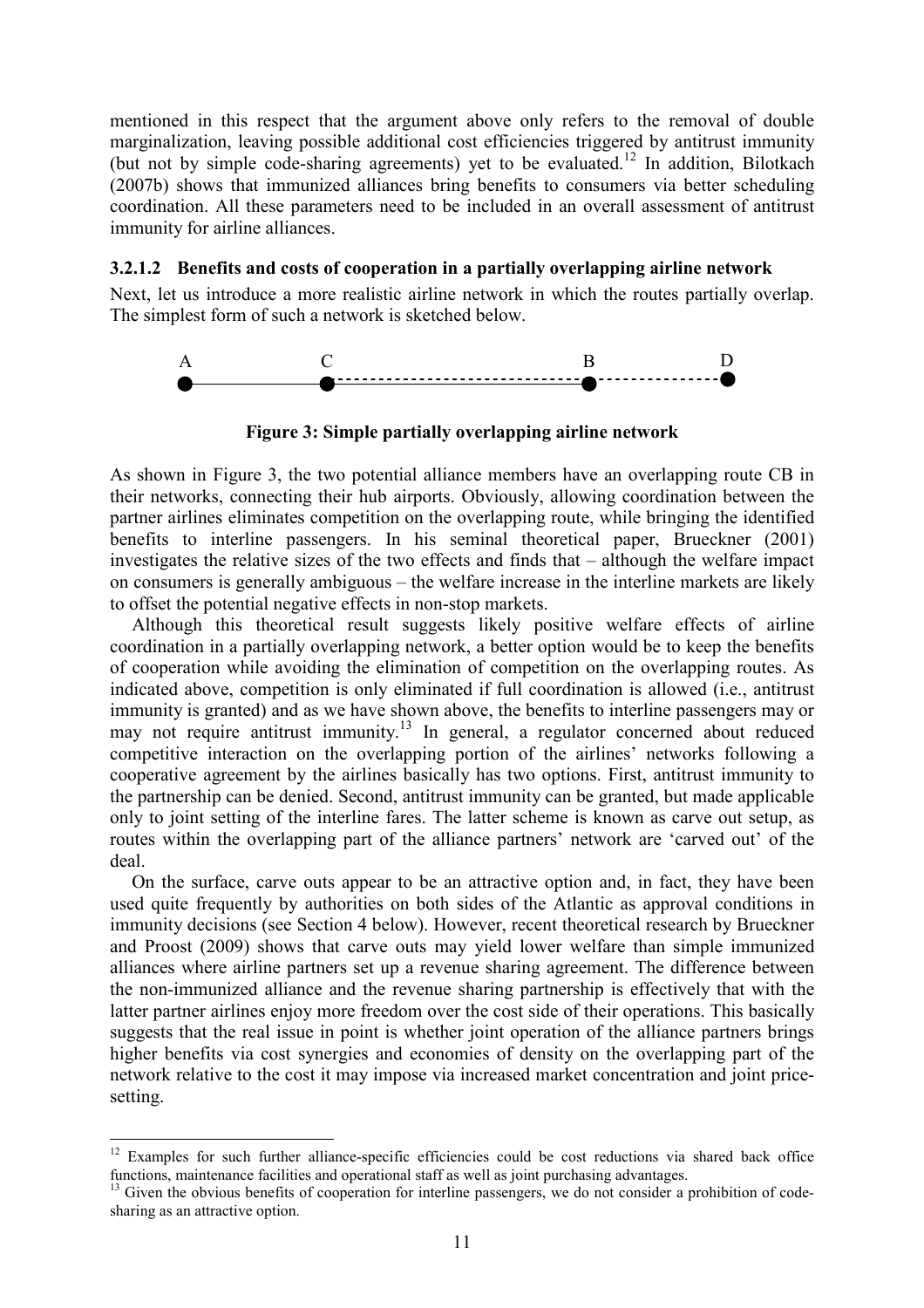mentioned in this respect that the argument above only refers to the removal of double marginalization, leaving possible additional cost efficiencies triggered by antitrust immunity (but not by simple code-sharing agreements) yet to be evaluated.[12] In addition, Bilotkach (2007b) shows that immunized alliances bring benefits to consumers via better scheduling coordination. All these parameters need to be included in an overall assessment of antitrust immunity for airline alliances.

#### 3.2.1.2 Benefits and costs of cooperation in a partially overlapping airline network

Next, let us introduce a more realistic airline network in which the routes partially overlap. The simplest form of such a network is sketched below.

A ——— C - - - - - - - - - - B - - - - - D

**Figure 3: Simple partially overlapping airline network**

As shown in Figure 3, the two potential alliance members have an overlapping route CB in their networks, connecting their hub airports. Obviously, allowing coordination between the partner airlines eliminates competition on the overlapping route, while bringing the identified benefits to interline passengers. In his seminal theoretical paper, Brueckner (2001) investigates the relative sizes of the two effects and finds that – although the welfare impact on consumers is generally ambiguous – the welfare increase in the interline markets are likely to offset the potential negative effects in non-stop markets.

Although this theoretical result suggests likely positive welfare effects of airline coordination in a partially overlapping network, a better option would be to keep the benefits of cooperation while avoiding the elimination of competition on the overlapping routes. As indicated above, competition is only eliminated if full coordination is allowed (i.e., antitrust immunity is granted) and as we have shown above, the benefits to interline passengers may or may not require antitrust immunity.[13] In general, a regulator concerned about reduced competitive interaction on the overlapping portion of the airlines' networks following a cooperative agreement by the airlines basically has two options. First, antitrust immunity to the partnership can be denied. Second, antitrust immunity can be granted, but made applicable only to joint setting of the interline fares. The latter scheme is known as carve out setup, as routes within the overlapping part of the alliance partners' network are 'carved out' of the deal.

On the surface, carve outs appear to be an attractive option and, in fact, they have been used quite frequently by authorities on both sides of the Atlantic as approval conditions in immunity decisions (see Section 4 below). However, recent theoretical research by Brueckner and Proost (2009) shows that carve outs may yield lower welfare than simple immunized alliances where airline partners set up a revenue sharing agreement. The difference between the non-immunized alliance and the revenue sharing partnership is effectively that with the latter partner airlines enjoy more freedom over the cost side of their operations. This basically suggests that the real issue in point is whether joint operation of the alliance partners brings higher benefits via cost synergies and economies of density on the overlapping part of the network relative to the cost it may impose via increased market concentration and joint price-setting.

[12] Examples for such further alliance-specific efficiencies could be cost reductions via shared back office functions, maintenance facilities and operational staff as well as joint purchasing advantages.

[13] Given the obvious benefits of cooperation for interline passengers, we do not consider a prohibition of code-sharing as an attractive option.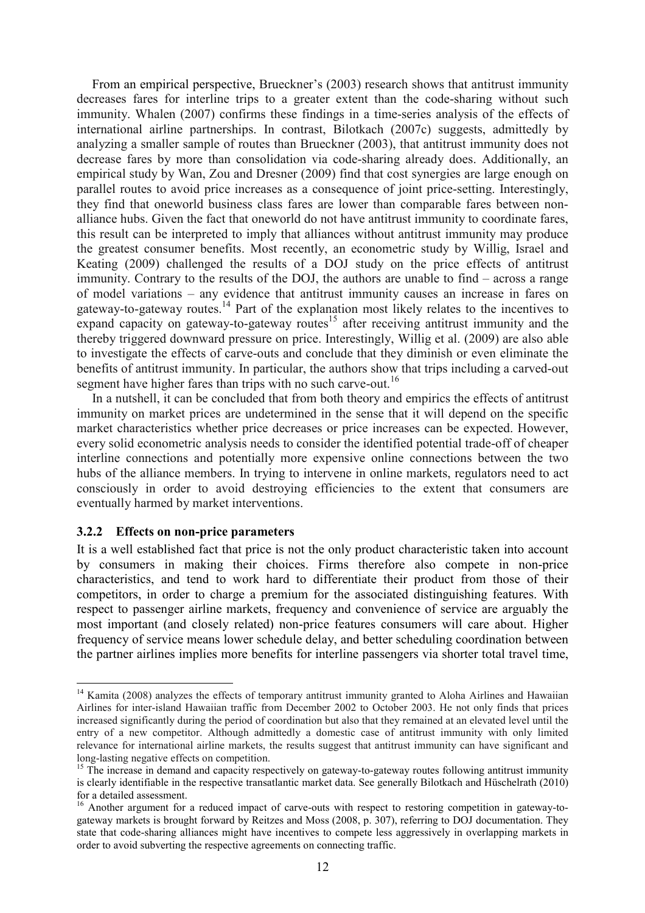From an empirical perspective, Brueckner's (2003) research shows that antitrust immunity decreases fares for interline trips to a greater extent than the code-sharing without such immunity. Whalen (2007) confirms these findings in a time-series analysis of the effects of international airline partnerships. In contrast, Bilotkach (2007c) suggests, admittedly by analyzing a smaller sample of routes than Brueckner (2003), that antitrust immunity does not decrease fares by more than consolidation via code-sharing already does. Additionally, an empirical study by Wan, Zou and Dresner (2009) find that cost synergies are large enough on parallel routes to avoid price increases as a consequence of joint price-setting. Interestingly, they find that oneworld business class fares are lower than comparable fares between non-alliance hubs. Given the fact that oneworld do not have antitrust immunity to coordinate fares, this result can be interpreted to imply that alliances without antitrust immunity may produce the greatest consumer benefits. Most recently, an econometric study by Willig, Israel and Keating (2009) challenged the results of a DOJ study on the price effects of antitrust immunity. Contrary to the results of the DOJ, the authors are unable to find – across a range of model variations – any evidence that antitrust immunity causes an increase in fares on gateway-to-gateway routes.[14] Part of the explanation most likely relates to the incentives to expand capacity on gateway-to-gateway routes[15] after receiving antitrust immunity and the thereby triggered downward pressure on price. Interestingly, Willig et al. (2009) are also able to investigate the effects of carve-outs and conclude that they diminish or even eliminate the benefits of antitrust immunity. In particular, the authors show that trips including a carved-out segment have higher fares than trips with no such carve-out.[16]

In a nutshell, it can be concluded that from both theory and empirics the effects of antitrust immunity on market prices are undetermined in the sense that it will depend on the specific market characteristics whether price decreases or price increases can be expected. However, every solid econometric analysis needs to consider the identified potential trade-off of cheaper interline connections and potentially more expensive online connections between the two hubs of the alliance members. In trying to intervene in online markets, regulators need to act consciously in order to avoid destroying efficiencies to the extent that consumers are eventually harmed by market interventions.

### 3.2.2 Effects on non-price parameters

It is a well established fact that price is not the only product characteristic taken into account by consumers in making their choices. Firms therefore also compete in non-price characteristics, and tend to work hard to differentiate their product from those of their competitors, in order to charge a premium for the associated distinguishing features. With respect to passenger airline markets, frequency and convenience of service are arguably the most important (and closely related) non-price features consumers will care about. Higher frequency of service means lower schedule delay, and better scheduling coordination between the partner airlines implies more benefits for interline passengers via shorter total travel time,

---

[14] Kamita (2008) analyzes the effects of temporary antitrust immunity granted to Aloha Airlines and Hawaiian Airlines for inter-island Hawaiian traffic from December 2002 to October 2003. He not only finds that prices increased significantly during the period of coordination but also that they remained at an elevated level until the entry of a new competitor. Although admittedly a domestic case of antitrust immunity with only limited relevance for international airline markets, the results suggest that antitrust immunity can have significant and long-lasting negative effects on competition.

[15] The increase in demand and capacity respectively on gateway-to-gateway routes following antitrust immunity is clearly identifiable in the respective transatlantic market data. See generally Bilotkach and Hüschelrath (2010) for a detailed assessment.

[16] Another argument for a reduced impact of carve-outs with respect to restoring competition in gateway-to-gateway markets is brought forward by Reitzes and Moss (2008, p. 307), referring to DOJ documentation. They state that code-sharing alliances might have incentives to compete less aggressively in overlapping markets in order to avoid subverting the respective agreements on connecting traffic.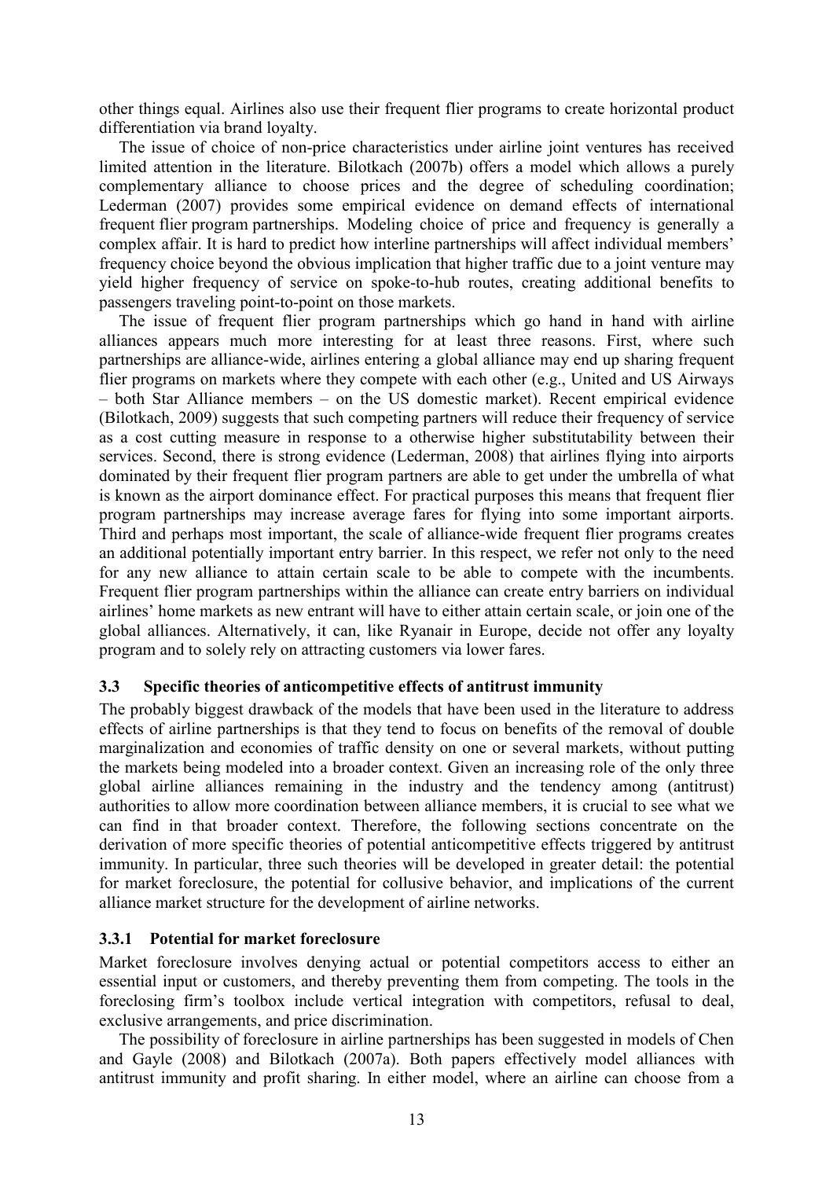other things equal. Airlines also use their frequent flier programs to create horizontal product differentiation via brand loyalty.

The issue of choice of non-price characteristics under airline joint ventures has received limited attention in the literature. Bilotkach (2007b) offers a model which allows a purely complementary alliance to choose prices and the degree of scheduling coordination; Lederman (2007) provides some empirical evidence on demand effects of international frequent flier program partnerships. Modeling choice of price and frequency is generally a complex affair. It is hard to predict how interline partnerships will affect individual members' frequency choice beyond the obvious implication that higher traffic due to a joint venture may yield higher frequency of service on spoke-to-hub routes, creating additional benefits to passengers traveling point-to-point on those markets.

The issue of frequent flier program partnerships which go hand in hand with airline alliances appears much more interesting for at least three reasons. First, where such partnerships are alliance-wide, airlines entering a global alliance may end up sharing frequent flier programs on markets where they compete with each other (e.g., United and US Airways – both Star Alliance members – on the US domestic market). Recent empirical evidence (Bilotkach, 2009) suggests that such competing partners will reduce their frequency of service as a cost cutting measure in response to a otherwise higher substitutability between their services. Second, there is strong evidence (Lederman, 2008) that airlines flying into airports dominated by their frequent flier program partners are able to get under the umbrella of what is known as the airport dominance effect. For practical purposes this means that frequent flier program partnerships may increase average fares for flying into some important airports. Third and perhaps most important, the scale of alliance-wide frequent flier programs creates an additional potentially important entry barrier. In this respect, we refer not only to the need for any new alliance to attain certain scale to be able to compete with the incumbents. Frequent flier program partnerships within the alliance can create entry barriers on individual airlines' home markets as new entrant will have to either attain certain scale, or join one of the global alliances. Alternatively, it can, like Ryanair in Europe, decide not offer any loyalty program and to solely rely on attracting customers via lower fares.

### 3.3 Specific theories of anticompetitive effects of antitrust immunity

The probably biggest drawback of the models that have been used in the literature to address effects of airline partnerships is that they tend to focus on benefits of the removal of double marginalization and economies of traffic density on one or several markets, without putting the markets being modeled into a broader context. Given an increasing role of the only three global airline alliances remaining in the industry and the tendency among (antitrust) authorities to allow more coordination between alliance members, it is crucial to see what we can find in that broader context. Therefore, the following sections concentrate on the derivation of more specific theories of potential anticompetitive effects triggered by antitrust immunity. In particular, three such theories will be developed in greater detail: the potential for market foreclosure, the potential for collusive behavior, and implications of the current alliance market structure for the development of airline networks.

#### 3.3.1 Potential for market foreclosure

Market foreclosure involves denying actual or potential competitors access to either an essential input or customers, and thereby preventing them from competing. The tools in the foreclosing firm's toolbox include vertical integration with competitors, refusal to deal, exclusive arrangements, and price discrimination.

The possibility of foreclosure in airline partnerships has been suggested in models of Chen and Gayle (2008) and Bilotkach (2007a). Both papers effectively model alliances with antitrust immunity and profit sharing. In either model, where an airline can choose from a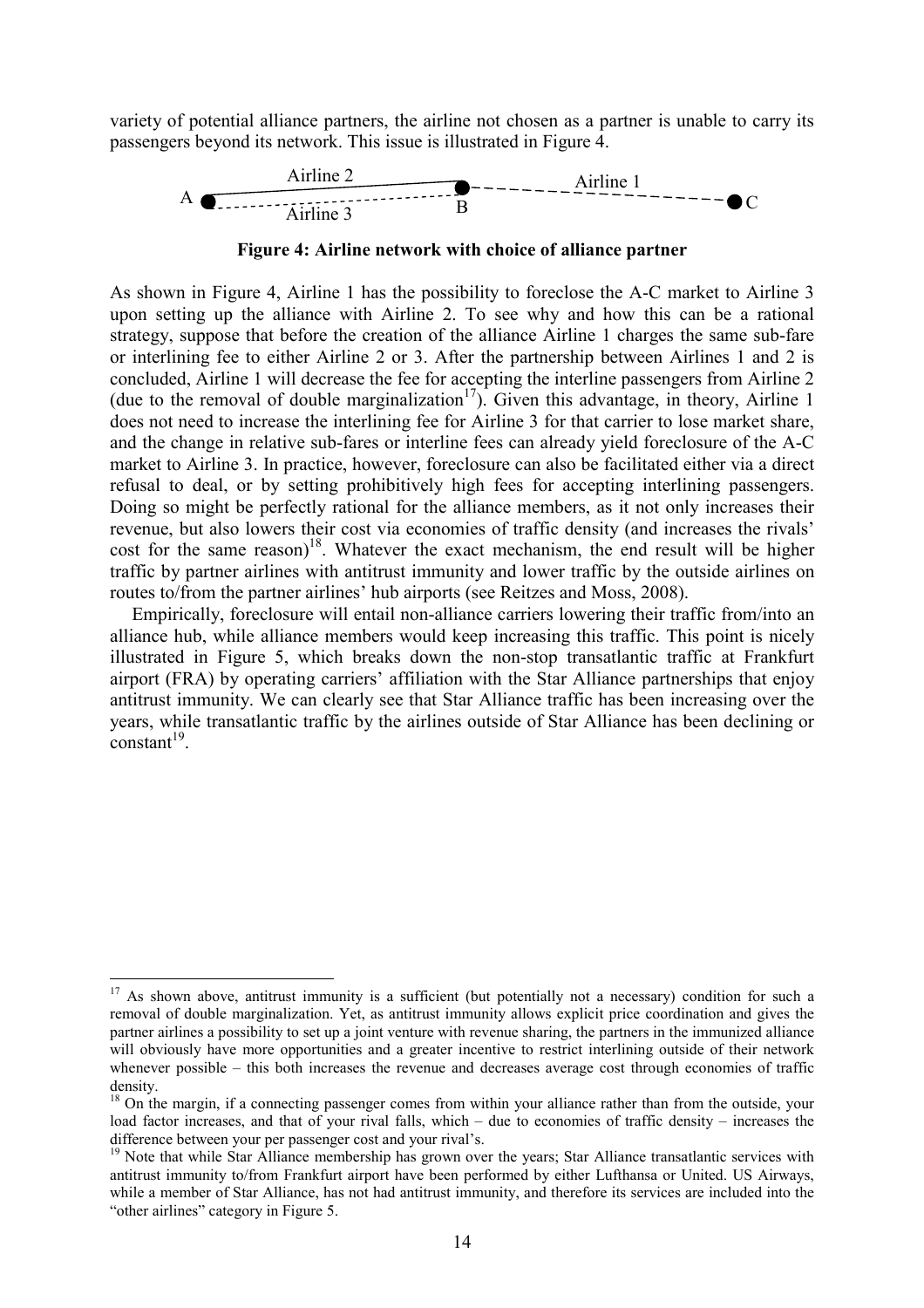variety of potential alliance partners, the airline not chosen as a partner is unable to carry its passengers beyond its network. This issue is illustrated in Figure 4.

**Figure 4: Airline network with choice of alliance partner**

As shown in Figure 4, Airline 1 has the possibility to foreclose the A-C market to Airline 3 upon setting up the alliance with Airline 2. To see why and how this can be a rational strategy, suppose that before the creation of the alliance Airline 1 charges the same sub-fare or interlining fee to either Airline 2 or 3. After the partnership between Airlines 1 and 2 is concluded, Airline 1 will decrease the fee for accepting the interline passengers from Airline 2 (due to the removal of double marginalization[17]). Given this advantage, in theory, Airline 1 does not need to increase the interlining fee for Airline 3 for that carrier to lose market share, and the change in relative sub-fares or interline fees can already yield foreclosure of the A-C market to Airline 3. In practice, however, foreclosure can also be facilitated either via a direct refusal to deal, or by setting prohibitively high fees for accepting interlining passengers. Doing so might be perfectly rational for the alliance members, as it not only increases their revenue, but also lowers their cost via economies of traffic density (and increases the rivals' cost for the same reason)[18]. Whatever the exact mechanism, the end result will be higher traffic by partner airlines with antitrust immunity and lower traffic by the outside airlines on routes to/from the partner airlines' hub airports (see Reitzes and Moss, 2008).

Empirically, foreclosure will entail non-alliance carriers lowering their traffic from/into an alliance hub, while alliance members would keep increasing this traffic. This point is nicely illustrated in Figure 5, which breaks down the non-stop transatlantic traffic at Frankfurt airport (FRA) by operating carriers' affiliation with the Star Alliance partnerships that enjoy antitrust immunity. We can clearly see that Star Alliance traffic has been increasing over the years, while transatlantic traffic by the airlines outside of Star Alliance has been declining or constant[19].

---

[17] As shown above, antitrust immunity is a sufficient (but potentially not a necessary) condition for such a removal of double marginalization. Yet, as antitrust immunity allows explicit price coordination and gives the partner airlines a possibility to set up a joint venture with revenue sharing, the partners in the immunized alliance will obviously have more opportunities and a greater incentive to restrict interlining outside of their network whenever possible – this both increases the revenue and decreases average cost through economies of traffic density.

[18] On the margin, if a connecting passenger comes from within your alliance rather than from the outside, your load factor increases, and that of your rival falls, which – due to economies of traffic density – increases the difference between your per passenger cost and your rival's.

[19] Note that while Star Alliance membership has grown over the years; Star Alliance transatlantic services with antitrust immunity to/from Frankfurt airport have been performed by either Lufthansa or United. US Airways, while a member of Star Alliance, has not had antitrust immunity, and therefore its services are included into the "other airlines" category in Figure 5.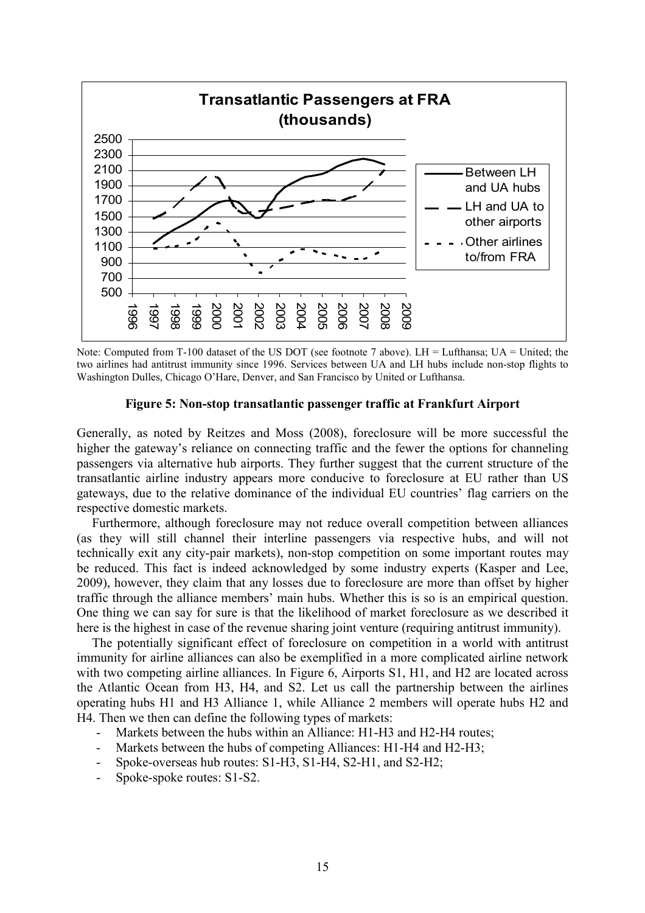Note: Computed from T-100 dataset of the US DOT (see footnote 7 above). LH = Lufthansa; UA = United; the two airlines had antitrust immunity since 1996. Services between UA and LH hubs include non-stop flights to Washington Dulles, Chicago O'Hare, Denver, and San Francisco by United or Lufthansa.

**Figure 5: Non-stop transatlantic passenger traffic at Frankfurt Airport**

Generally, as noted by Reitzes and Moss (2008), foreclosure will be more successful the higher the gateway's reliance on connecting traffic and the fewer the options for channeling passengers via alternative hub airports. They further suggest that the current structure of the transatlantic airline industry appears more conducive to foreclosure at EU rather than US gateways, due to the relative dominance of the individual EU countries' flag carriers on the respective domestic markets.

Furthermore, although foreclosure may not reduce overall competition between alliances (as they will still channel their interline passengers via respective hubs, and will not technically exit any city-pair markets), non-stop competition on some important routes may be reduced. This fact is indeed acknowledged by some industry experts (Kasper and Lee, 2009), however, they claim that any losses due to foreclosure are more than offset by higher traffic through the alliance members' main hubs. Whether this is so is an empirical question. One thing we can say for sure is that the likelihood of market foreclosure as we described it here is the highest in case of the revenue sharing joint venture (requiring antitrust immunity).

The potentially significant effect of foreclosure on competition in a world with antitrust immunity for airline alliances can also be exemplified in a more complicated airline network with two competing airline alliances. In Figure 6, Airports S1, H1, and H2 are located across the Atlantic Ocean from H3, H4, and S2. Let us call the partnership between the airlines operating hubs H1 and H3 Alliance 1, while Alliance 2 members will operate hubs H2 and H4. Then we then can define the following types of markets:

- Markets between the hubs within an Alliance: H1-H3 and H2-H4 routes;
- Markets between the hubs of competing Alliances: H1-H4 and H2-H3;
- Spoke-overseas hub routes: S1-H3, S1-H4, S2-H1, and S2-H2;
- Spoke-spoke routes: S1-S2.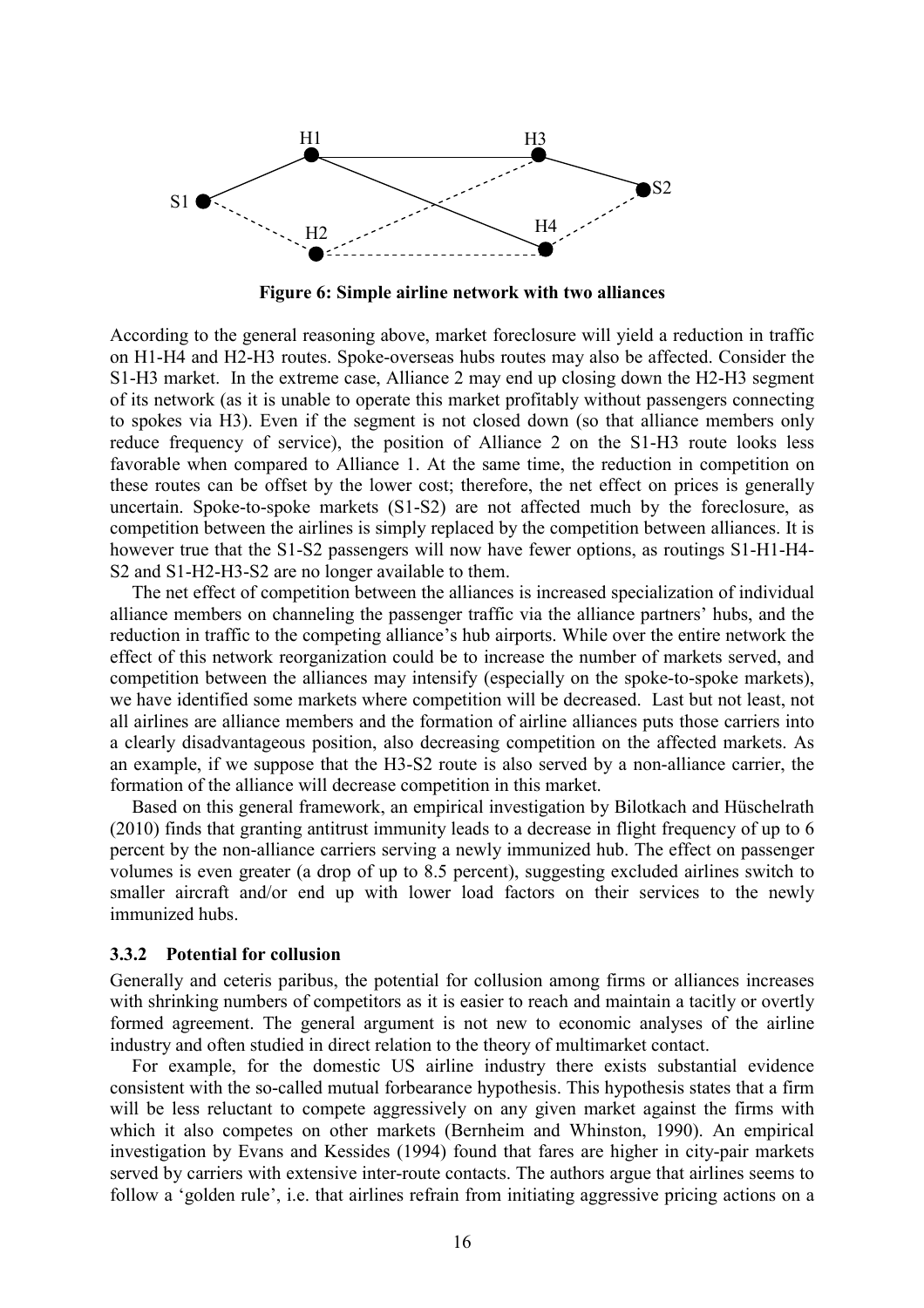**Figure 6: Simple airline network with two alliances**

According to the general reasoning above, market foreclosure will yield a reduction in traffic on H1-H4 and H2-H3 routes. Spoke-overseas hubs routes may also be affected. Consider the S1-H3 market. In the extreme case, Alliance 2 may end up closing down the H2-H3 segment of its network (as it is unable to operate this market profitably without passengers connecting to spokes via H3). Even if the segment is not closed down (so that alliance members only reduce frequency of service), the position of Alliance 2 on the S1-H3 route looks less favorable when compared to Alliance 1. At the same time, the reduction in competition on these routes can be offset by the lower cost; therefore, the net effect on prices is generally uncertain. Spoke-to-spoke markets (S1-S2) are not affected much by the foreclosure, as competition between the airlines is simply replaced by the competition between alliances. It is however true that the S1-S2 passengers will now have fewer options, as routings S1-H1-H4-S2 and S1-H2-H3-S2 are no longer available to them.

The net effect of competition between the alliances is increased specialization of individual alliance members on channeling the passenger traffic via the alliance partners' hubs, and the reduction in traffic to the competing alliance's hub airports. While over the entire network the effect of this network reorganization could be to increase the number of markets served, and competition between the alliances may intensify (especially on the spoke-to-spoke markets), we have identified some markets where competition will be decreased. Last but not least, not all airlines are alliance members and the formation of airline alliances puts those carriers into a clearly disadvantageous position, also decreasing competition on the affected markets. As an example, if we suppose that the H3-S2 route is also served by a non-alliance carrier, the formation of the alliance will decrease competition in this market.

Based on this general framework, an empirical investigation by Bilotkach and Hüschelrath (2010) finds that granting antitrust immunity leads to a decrease in flight frequency of up to 6 percent by the non-alliance carriers serving a newly immunized hub. The effect on passenger volumes is even greater (a drop of up to 8.5 percent), suggesting excluded airlines switch to smaller aircraft and/or end up with lower load factors on their services to the newly immunized hubs.

### 3.3.2 Potential for collusion

Generally and ceteris paribus, the potential for collusion among firms or alliances increases with shrinking numbers of competitors as it is easier to reach and maintain a tacitly or overtly formed agreement. The general argument is not new to economic analyses of the airline industry and often studied in direct relation to the theory of multimarket contact.

For example, for the domestic US airline industry there exists substantial evidence consistent with the so-called mutual forbearance hypothesis. This hypothesis states that a firm will be less reluctant to compete aggressively on any given market against the firms with which it also competes on other markets (Bernheim and Whinston, 1990). An empirical investigation by Evans and Kessides (1994) found that fares are higher in city-pair markets served by carriers with extensive inter-route contacts. The authors argue that airlines seems to follow a 'golden rule', i.e. that airlines refrain from initiating aggressive pricing actions on a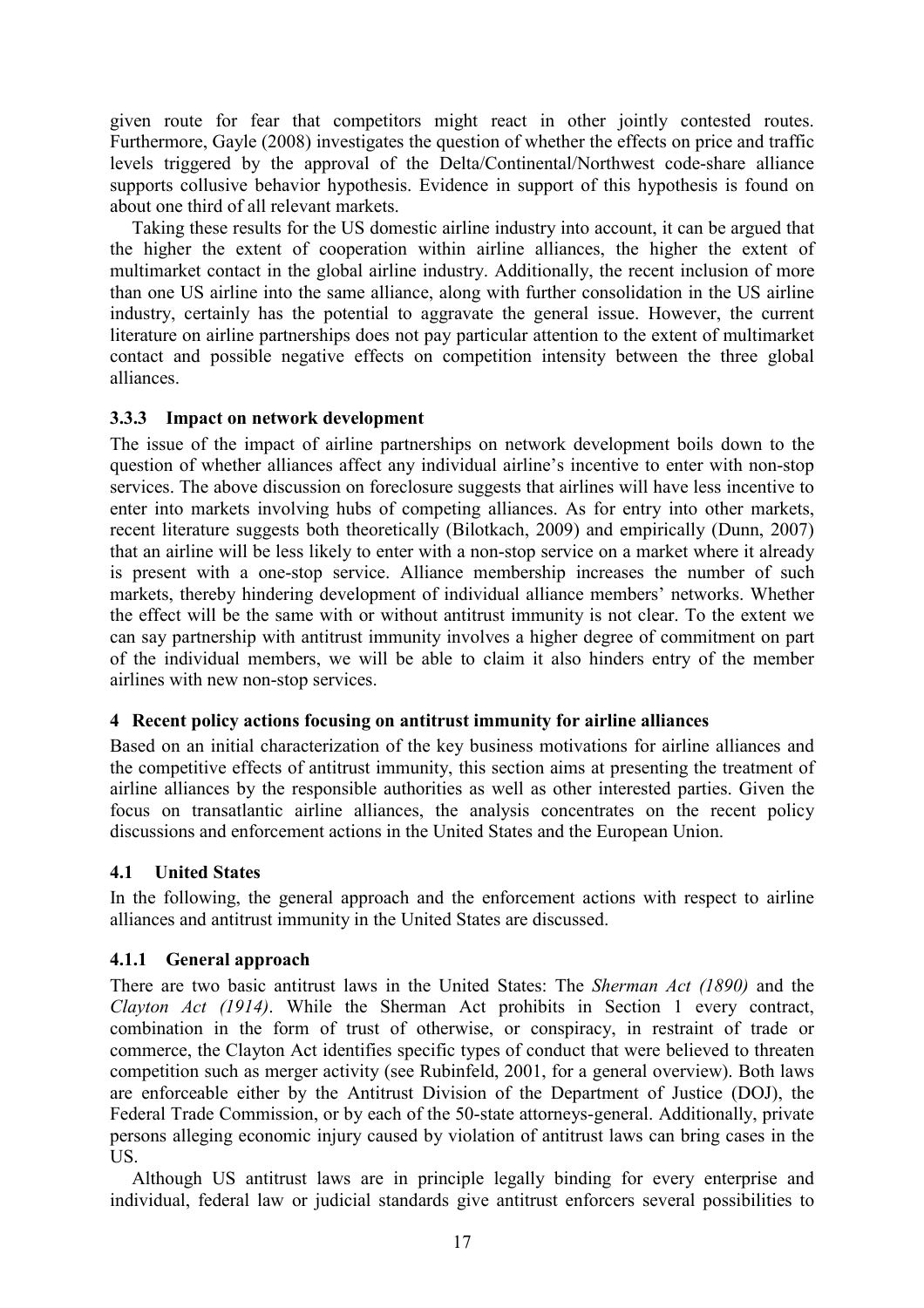given route for fear that competitors might react in other jointly contested routes. Furthermore, Gayle (2008) investigates the question of whether the effects on price and traffic levels triggered by the approval of the Delta/Continental/Northwest code-share alliance supports collusive behavior hypothesis. Evidence in support of this hypothesis is found on about one third of all relevant markets.

Taking these results for the US domestic airline industry into account, it can be argued that the higher the extent of cooperation within airline alliances, the higher the extent of multimarket contact in the global airline industry. Additionally, the recent inclusion of more than one US airline into the same alliance, along with further consolidation in the US airline industry, certainly has the potential to aggravate the general issue. However, the current literature on airline partnerships does not pay particular attention to the extent of multimarket contact and possible negative effects on competition intensity between the three global alliances.

### 3.3.3 Impact on network development

The issue of the impact of airline partnerships on network development boils down to the question of whether alliances affect any individual airline's incentive to enter with non-stop services. The above discussion on foreclosure suggests that airlines will have less incentive to enter into markets involving hubs of competing alliances. As for entry into other markets, recent literature suggests both theoretically (Bilotkach, 2009) and empirically (Dunn, 2007) that an airline will be less likely to enter with a non-stop service on a market where it already is present with a one-stop service. Alliance membership increases the number of such markets, thereby hindering development of individual alliance members' networks. Whether the effect will be the same with or without antitrust immunity is not clear. To the extent we can say partnership with antitrust immunity involves a higher degree of commitment on part of the individual members, we will be able to claim it also hinders entry of the member airlines with new non-stop services.

# 4 Recent policy actions focusing on antitrust immunity for airline alliances

Based on an initial characterization of the key business motivations for airline alliances and the competitive effects of antitrust immunity, this section aims at presenting the treatment of airline alliances by the responsible authorities as well as other interested parties. Given the focus on transatlantic airline alliances, the analysis concentrates on the recent policy discussions and enforcement actions in the United States and the European Union.

## 4.1 United States

In the following, the general approach and the enforcement actions with respect to airline alliances and antitrust immunity in the United States are discussed.

### 4.1.1 General approach

There are two basic antitrust laws in the United States: The *Sherman Act (1890)* and the *Clayton Act (1914)*. While the Sherman Act prohibits in Section 1 every contract, combination in the form of trust of otherwise, or conspiracy, in restraint of trade or commerce, the Clayton Act identifies specific types of conduct that were believed to threaten competition such as merger activity (see Rubinfeld, 2001, for a general overview). Both laws are enforceable either by the Antitrust Division of the Department of Justice (DOJ), the Federal Trade Commission, or by each of the 50-state attorneys-general. Additionally, private persons alleging economic injury caused by violation of antitrust laws can bring cases in the US.

Although US antitrust laws are in principle legally binding for every enterprise and individual, federal law or judicial standards give antitrust enforcers several possibilities to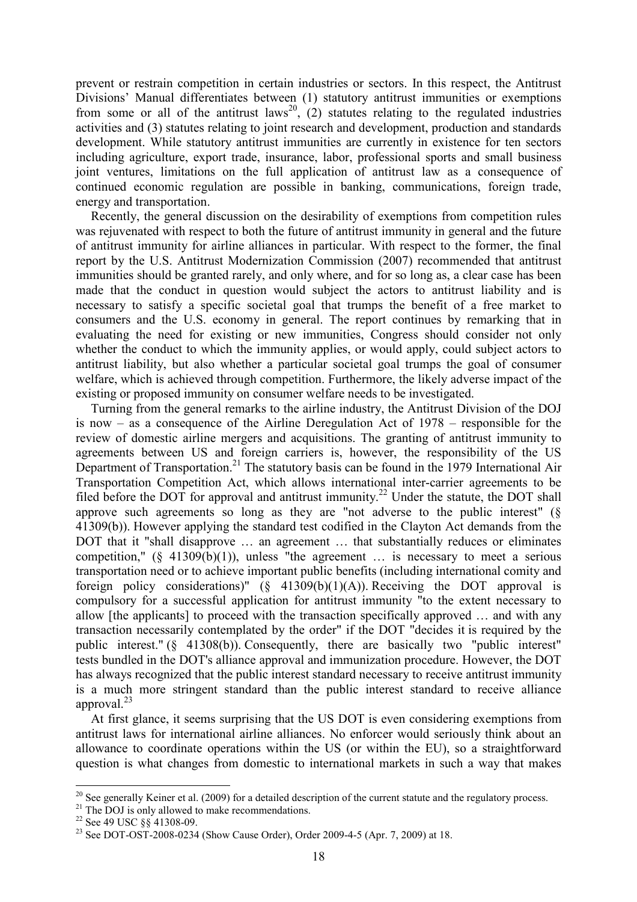prevent or restrain competition in certain industries or sectors. In this respect, the Antitrust Divisions' Manual differentiates between (1) statutory antitrust immunities or exemptions from some or all of the antitrust laws[20], (2) statutes relating to the regulated industries activities and (3) statutes relating to joint research and development, production and standards development. While statutory antitrust immunities are currently in existence for ten sectors including agriculture, export trade, insurance, labor, professional sports and small business joint ventures, limitations on the full application of antitrust law as a consequence of continued economic regulation are possible in banking, communications, foreign trade, energy and transportation.

Recently, the general discussion on the desirability of exemptions from competition rules was rejuvenated with respect to both the future of antitrust immunity in general and the future of antitrust immunity for airline alliances in particular. With respect to the former, the final report by the U.S. Antitrust Modernization Commission (2007) recommended that antitrust immunities should be granted rarely, and only where, and for so long as, a clear case has been made that the conduct in question would subject the actors to antitrust liability and is necessary to satisfy a specific societal goal that trumps the benefit of a free market to consumers and the U.S. economy in general. The report continues by remarking that in evaluating the need for existing or new immunities, Congress should consider not only whether the conduct to which the immunity applies, or would apply, could subject actors to antitrust liability, but also whether a particular societal goal trumps the goal of consumer welfare, which is achieved through competition. Furthermore, the likely adverse impact of the existing or proposed immunity on consumer welfare needs to be investigated.

Turning from the general remarks to the airline industry, the Antitrust Division of the DOJ is now – as a consequence of the Airline Deregulation Act of 1978 – responsible for the review of domestic airline mergers and acquisitions. The granting of antitrust immunity to agreements between US and foreign carriers is, however, the responsibility of the US Department of Transportation.[21] The statutory basis can be found in the 1979 International Air Transportation Competition Act, which allows international inter-carrier agreements to be filed before the DOT for approval and antitrust immunity.[22] Under the statute, the DOT shall approve such agreements so long as they are "not adverse to the public interest" (§ 41309(b)). However applying the standard test codified in the Clayton Act demands from the DOT that it "shall disapprove … an agreement … that substantially reduces or eliminates competition," (§ 41309(b)(1)), unless "the agreement … is necessary to meet a serious transportation need or to achieve important public benefits (including international comity and foreign policy considerations)" (§ 41309(b)(1)(A)). Receiving the DOT approval is compulsory for a successful application for antitrust immunity "to the extent necessary to allow [the applicants] to proceed with the transaction specifically approved … and with any transaction necessarily contemplated by the order" if the DOT "decides it is required by the public interest." (§ 41308(b)). Consequently, there are basically two "public interest" tests bundled in the DOT's alliance approval and immunization procedure. However, the DOT has always recognized that the public interest standard necessary to receive antitrust immunity is a much more stringent standard than the public interest standard to receive alliance approval.[23]

At first glance, it seems surprising that the US DOT is even considering exemptions from antitrust laws for international airline alliances. No enforcer would seriously think about an allowance to coordinate operations within the US (or within the EU), so a straightforward question is what changes from domestic to international markets in such a way that makes

---

[20] See generally Keiner et al. (2009) for a detailed description of the current statute and the regulatory process.

[21] The DOJ is only allowed to make recommendations.

[22] See 49 USC §§ 41308-09.

[23] See DOT-OST-2008-0234 (Show Cause Order), Order 2009-4-5 (Apr. 7, 2009) at 18.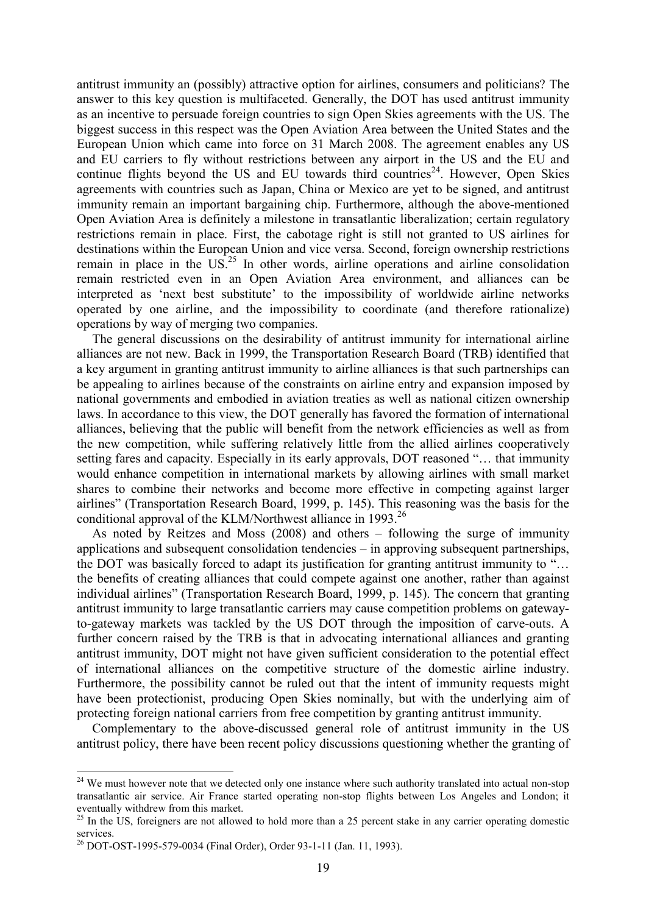antitrust immunity an (possibly) attractive option for airlines, consumers and politicians? The answer to this key question is multifaceted. Generally, the DOT has used antitrust immunity as an incentive to persuade foreign countries to sign Open Skies agreements with the US. The biggest success in this respect was the Open Aviation Area between the United States and the European Union which came into force on 31 March 2008. The agreement enables any US and EU carriers to fly without restrictions between any airport in the US and the EU and continue flights beyond the US and EU towards third countries[24]. However, Open Skies agreements with countries such as Japan, China or Mexico are yet to be signed, and antitrust immunity remain an important bargaining chip. Furthermore, although the above-mentioned Open Aviation Area is definitely a milestone in transatlantic liberalization; certain regulatory restrictions remain in place. First, the cabotage right is still not granted to US airlines for destinations within the European Union and vice versa. Second, foreign ownership restrictions remain in place in the US.[25] In other words, airline operations and airline consolidation remain restricted even in an Open Aviation Area environment, and alliances can be interpreted as 'next best substitute' to the impossibility of worldwide airline networks operated by one airline, and the impossibility to coordinate (and therefore rationalize) operations by way of merging two companies.

The general discussions on the desirability of antitrust immunity for international airline alliances are not new. Back in 1999, the Transportation Research Board (TRB) identified that a key argument in granting antitrust immunity to airline alliances is that such partnerships can be appealing to airlines because of the constraints on airline entry and expansion imposed by national governments and embodied in aviation treaties as well as national citizen ownership laws. In accordance to this view, the DOT generally has favored the formation of international alliances, believing that the public will benefit from the network efficiencies as well as from the new competition, while suffering relatively little from the allied airlines cooperatively setting fares and capacity. Especially in its early approvals, DOT reasoned "… that immunity would enhance competition in international markets by allowing airlines with small market shares to combine their networks and become more effective in competing against larger airlines" (Transportation Research Board, 1999, p. 145). This reasoning was the basis for the conditional approval of the KLM/Northwest alliance in 1993.[26]

As noted by Reitzes and Moss (2008) and others – following the surge of immunity applications and subsequent consolidation tendencies – in approving subsequent partnerships, the DOT was basically forced to adapt its justification for granting antitrust immunity to "… the benefits of creating alliances that could compete against one another, rather than against individual airlines" (Transportation Research Board, 1999, p. 145). The concern that granting antitrust immunity to large transatlantic carriers may cause competition problems on gateway-to-gateway markets was tackled by the US DOT through the imposition of carve-outs. A further concern raised by the TRB is that in advocating international alliances and granting antitrust immunity, DOT might not have given sufficient consideration to the potential effect of international alliances on the competitive structure of the domestic airline industry. Furthermore, the possibility cannot be ruled out that the intent of immunity requests might have been protectionist, producing Open Skies nominally, but with the underlying aim of protecting foreign national carriers from free competition by granting antitrust immunity.

Complementary to the above-discussed general role of antitrust immunity in the US antitrust policy, there have been recent policy discussions questioning whether the granting of

---

[24] We must however note that we detected only one instance where such authority translated into actual non-stop transatlantic air service. Air France started operating non-stop flights between Los Angeles and London; it eventually withdrew from this market.

[25] In the US, foreigners are not allowed to hold more than a 25 percent stake in any carrier operating domestic services.

[26] DOT-OST-1995-579-0034 (Final Order), Order 93-1-11 (Jan. 11, 1993).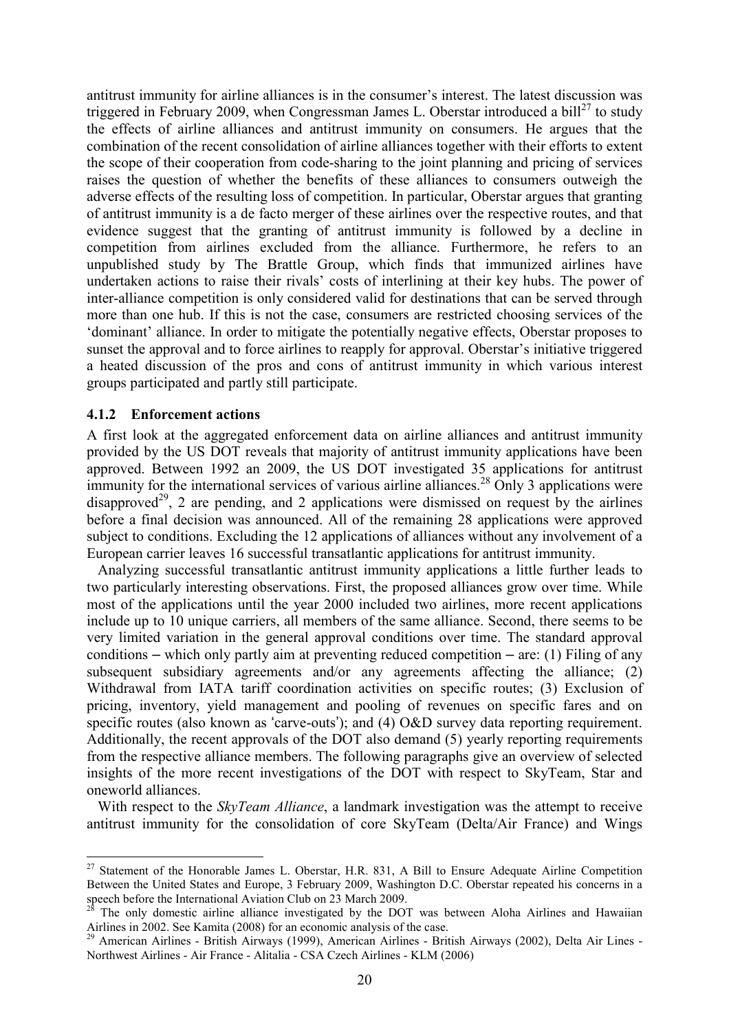antitrust immunity for airline alliances is in the consumer's interest. The latest discussion was triggered in February 2009, when Congressman James L. Oberstar introduced a bill[27] to study the effects of airline alliances and antitrust immunity on consumers. He argues that the combination of the recent consolidation of airline alliances together with their efforts to extent the scope of their cooperation from code-sharing to the joint planning and pricing of services raises the question of whether the benefits of these alliances to consumers outweigh the adverse effects of the resulting loss of competition. In particular, Oberstar argues that granting of antitrust immunity is a de facto merger of these airlines over the respective routes, and that evidence suggest that the granting of antitrust immunity is followed by a decline in competition from airlines excluded from the alliance. Furthermore, he refers to an unpublished study by The Brattle Group, which finds that immunized airlines have undertaken actions to raise their rivals' costs of interlining at their key hubs. The power of inter-alliance competition is only considered valid for destinations that can be served through more than one hub. If this is not the case, consumers are restricted choosing services of the 'dominant' alliance. In order to mitigate the potentially negative effects, Oberstar proposes to sunset the approval and to force airlines to reapply for approval. Oberstar's initiative triggered a heated discussion of the pros and cons of antitrust immunity in which various interest groups participated and partly still participate.

### 4.1.2 Enforcement actions

A first look at the aggregated enforcement data on airline alliances and antitrust immunity provided by the US DOT reveals that majority of antitrust immunity applications have been approved. Between 1992 an 2009, the US DOT investigated 35 applications for antitrust immunity for the international services of various airline alliances.[28] Only 3 applications were disapproved[29], 2 are pending, and 2 applications were dismissed on request by the airlines before a final decision was announced. All of the remaining 28 applications were approved subject to conditions. Excluding the 12 applications of alliances without any involvement of a European carrier leaves 16 successful transatlantic applications for antitrust immunity.

Analyzing successful transatlantic antitrust immunity applications a little further leads to two particularly interesting observations. First, the proposed alliances grow over time. While most of the applications until the year 2000 included two airlines, more recent applications include up to 10 unique carriers, all members of the same alliance. Second, there seems to be very limited variation in the general approval conditions over time. The standard approval conditions – which only partly aim at preventing reduced competition – are: (1) Filing of any subsequent subsidiary agreements and/or any agreements affecting the alliance; (2) Withdrawal from IATA tariff coordination activities on specific routes; (3) Exclusion of pricing, inventory, yield management and pooling of revenues on specific fares and on specific routes (also known as 'carve-outs'); and (4) O&D survey data reporting requirement. Additionally, the recent approvals of the DOT also demand (5) yearly reporting requirements from the respective alliance members. The following paragraphs give an overview of selected insights of the more recent investigations of the DOT with respect to SkyTeam, Star and oneworld alliances.

With respect to the *SkyTeam Alliance*, a landmark investigation was the attempt to receive antitrust immunity for the consolidation of core SkyTeam (Delta/Air France) and Wings

---

[27] Statement of the Honorable James L. Oberstar, H.R. 831, A Bill to Ensure Adequate Airline Competition Between the United States and Europe, 3 February 2009, Washington D.C. Oberstar repeated his concerns in a speech before the International Aviation Club on 23 March 2009.

[28] The only domestic airline alliance investigated by the DOT was between Aloha Airlines and Hawaiian Airlines in 2002. See Kamita (2008) for an economic analysis of the case.

[29] American Airlines - British Airways (1999), American Airlines - British Airways (2002), Delta Air Lines - Northwest Airlines - Air France - Alitalia - CSA Czech Airlines - KLM (2006)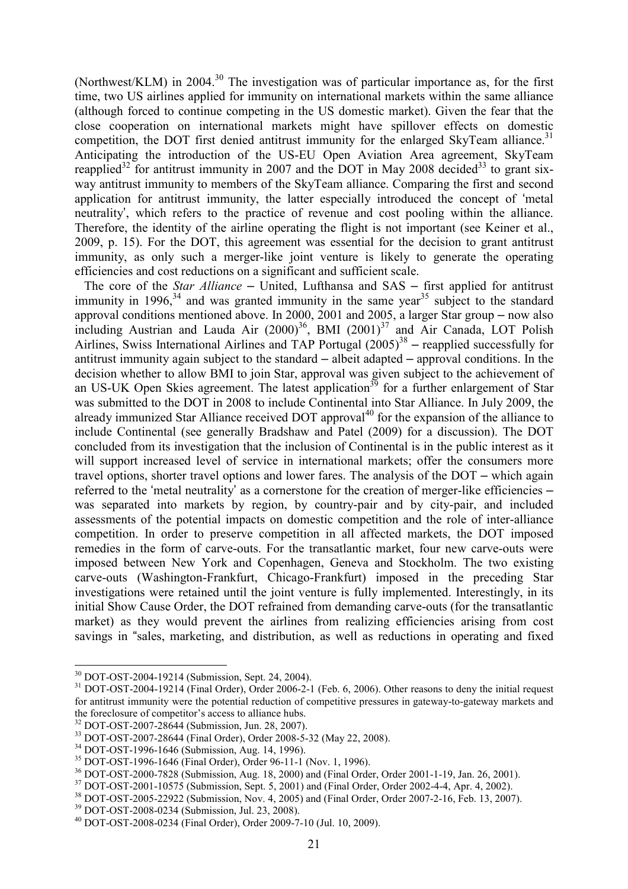(Northwest/KLM) in 2004.[30] The investigation was of particular importance as, for the first time, two US airlines applied for immunity on international markets within the same alliance (although forced to continue competing in the US domestic market). Given the fear that the close cooperation on international markets might have spillover effects on domestic competition, the DOT first denied antitrust immunity for the enlarged SkyTeam alliance.[31] Anticipating the introduction of the US-EU Open Aviation Area agreement, SkyTeam reapplied[32] for antitrust immunity in 2007 and the DOT in May 2008 decided[33] to grant six-way antitrust immunity to members of the SkyTeam alliance. Comparing the first and second application for antitrust immunity, the latter especially introduced the concept of 'metal neutrality', which refers to the practice of revenue and cost pooling within the alliance. Therefore, the identity of the airline operating the flight is not important (see Keiner et al., 2009, p. 15). For the DOT, this agreement was essential for the decision to grant antitrust immunity, as only such a merger-like joint venture is likely to generate the operating efficiencies and cost reductions on a significant and sufficient scale.

The core of the *Star Alliance* – United, Lufthansa and SAS – first applied for antitrust immunity in 1996,[34] and was granted immunity in the same year[35] subject to the standard approval conditions mentioned above. In 2000, 2001 and 2005, a larger Star group – now also including Austrian and Lauda Air (2000)[36], BMI (2001)[37] and Air Canada, LOT Polish Airlines, Swiss International Airlines and TAP Portugal (2005)[38] – reapplied successfully for antitrust immunity again subject to the standard – albeit adapted – approval conditions. In the decision whether to allow BMI to join Star, approval was given subject to the achievement of an US-UK Open Skies agreement. The latest application[39] for a further enlargement of Star was submitted to the DOT in 2008 to include Continental into Star Alliance. In July 2009, the already immunized Star Alliance received DOT approval[40] for the expansion of the alliance to include Continental (see generally Bradshaw and Patel (2009) for a discussion). The DOT concluded from its investigation that the inclusion of Continental is in the public interest as it will support increased level of service in international markets; offer the consumers more travel options, shorter travel options and lower fares. The analysis of the DOT – which again referred to the 'metal neutrality' as a cornerstone for the creation of merger-like efficiencies – was separated into markets by region, by country-pair and by city-pair, and included assessments of the potential impacts on domestic competition and the role of inter-alliance competition. In order to preserve competition in all affected markets, the DOT imposed remedies in the form of carve-outs. For the transatlantic market, four new carve-outs were imposed between New York and Copenhagen, Geneva and Stockholm. The two existing carve-outs (Washington-Frankfurt, Chicago-Frankfurt) imposed in the preceding Star investigations were retained until the joint venture is fully implemented. Interestingly, in its initial Show Cause Order, the DOT refrained from demanding carve-outs (for the transatlantic market) as they would prevent the airlines from realizing efficiencies arising from cost savings in "sales, marketing, and distribution, as well as reductions in operating and fixed

---

[30] DOT-OST-2004-19214 (Submission, Sept. 24, 2004).

[31] DOT-OST-2004-19214 (Final Order), Order 2006-2-1 (Feb. 6, 2006). Other reasons to deny the initial request for antitrust immunity were the potential reduction of competitive pressures in gateway-to-gateway markets and the foreclosure of competitor's access to alliance hubs.

[32] DOT-OST-2007-28644 (Submission, Jun. 28, 2007).

[33] DOT-OST-2007-28644 (Final Order), Order 2008-5-32 (May 22, 2008).

[34] DOT-OST-1996-1646 (Submission, Aug. 14, 1996).

[35] DOT-OST-1996-1646 (Final Order), Order 96-11-1 (Nov. 1, 1996).

[36] DOT-OST-2000-7828 (Submission, Aug. 18, 2000) and (Final Order, Order 2001-1-19, Jan. 26, 2001).

[37] DOT-OST-2001-10575 (Submission, Sept. 5, 2001) and (Final Order, Order 2002-4-4, Apr. 4, 2002).

[38] DOT-OST-2005-22922 (Submission, Nov. 4, 2005) and (Final Order, Order 2007-2-16, Feb. 13, 2007).

[39] DOT-OST-2008-0234 (Submission, Jul. 23, 2008).

[40] DOT-OST-2008-0234 (Final Order), Order 2009-7-10 (Jul. 10, 2009).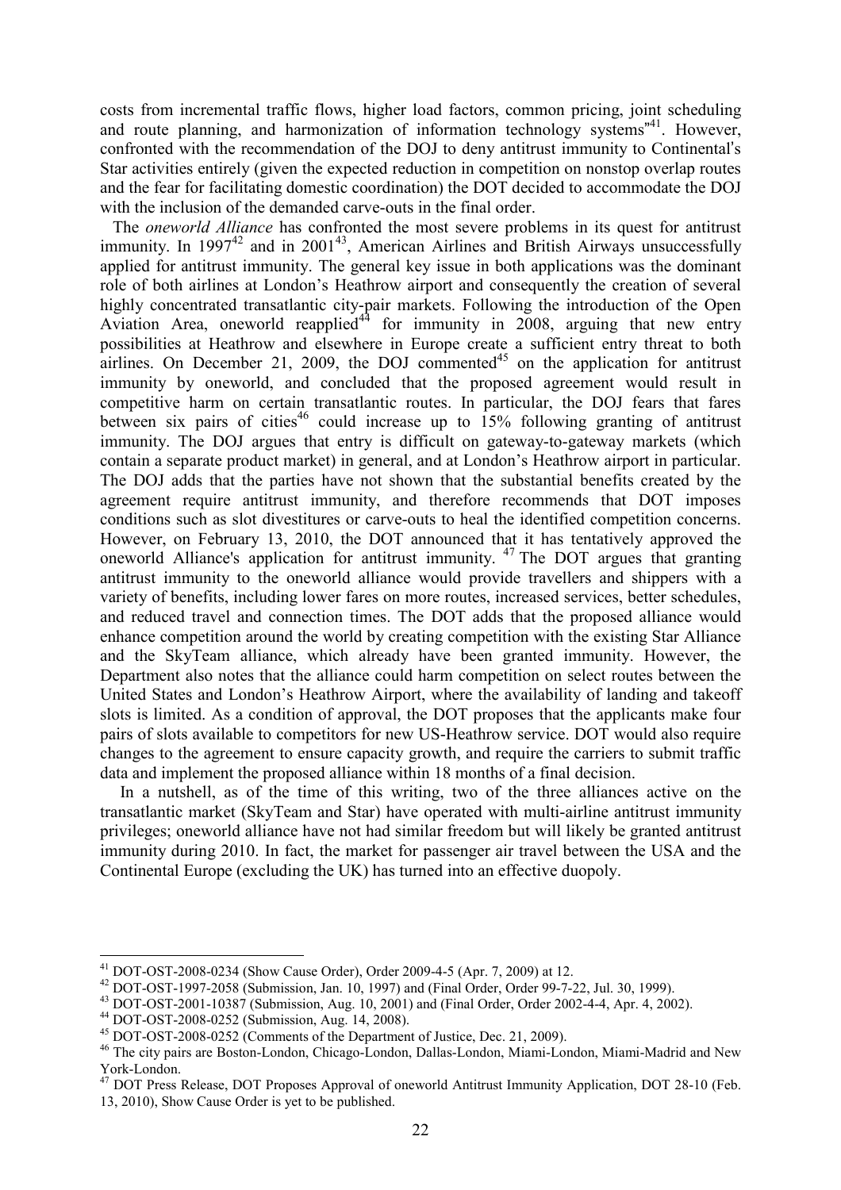costs from incremental traffic flows, higher load factors, common pricing, joint scheduling and route planning, and harmonization of information technology systems"[41]. However, confronted with the recommendation of the DOJ to deny antitrust immunity to Continental's Star activities entirely (given the expected reduction in competition on nonstop overlap routes and the fear for facilitating domestic coordination) the DOT decided to accommodate the DOJ with the inclusion of the demanded carve-outs in the final order.

The *oneworld Alliance* has confronted the most severe problems in its quest for antitrust immunity. In 1997[42] and in 2001[43], American Airlines and British Airways unsuccessfully applied for antitrust immunity. The general key issue in both applications was the dominant role of both airlines at London's Heathrow airport and consequently the creation of several highly concentrated transatlantic city-pair markets. Following the introduction of the Open Aviation Area, oneworld reapplied[44] for immunity in 2008, arguing that new entry possibilities at Heathrow and elsewhere in Europe create a sufficient entry threat to both airlines. On December 21, 2009, the DOJ commented[45] on the application for antitrust immunity by oneworld, and concluded that the proposed agreement would result in competitive harm on certain transatlantic routes. In particular, the DOJ fears that fares between six pairs of cities[46] could increase up to 15% following granting of antitrust immunity. The DOJ argues that entry is difficult on gateway-to-gateway markets (which contain a separate product market) in general, and at London's Heathrow airport in particular. The DOJ adds that the parties have not shown that the substantial benefits created by the agreement require antitrust immunity, and therefore recommends that DOT imposes conditions such as slot divestitures or carve-outs to heal the identified competition concerns. However, on February 13, 2010, the DOT announced that it has tentatively approved the oneworld Alliance's application for antitrust immunity. [47] The DOT argues that granting antitrust immunity to the oneworld alliance would provide travellers and shippers with a variety of benefits, including lower fares on more routes, increased services, better schedules, and reduced travel and connection times. The DOT adds that the proposed alliance would enhance competition around the world by creating competition with the existing Star Alliance and the SkyTeam alliance, which already have been granted immunity. However, the Department also notes that the alliance could harm competition on select routes between the United States and London's Heathrow Airport, where the availability of landing and takeoff slots is limited. As a condition of approval, the DOT proposes that the applicants make four pairs of slots available to competitors for new US-Heathrow service. DOT would also require changes to the agreement to ensure capacity growth, and require the carriers to submit traffic data and implement the proposed alliance within 18 months of a final decision.

In a nutshell, as of the time of this writing, two of the three alliances active on the transatlantic market (SkyTeam and Star) have operated with multi-airline antitrust immunity privileges; oneworld alliance have not had similar freedom but will likely be granted antitrust immunity during 2010. In fact, the market for passenger air travel between the USA and the Continental Europe (excluding the UK) has turned into an effective duopoly.

---

[41] DOT-OST-2008-0234 (Show Cause Order), Order 2009-4-5 (Apr. 7, 2009) at 12.

[42] DOT-OST-1997-2058 (Submission, Jan. 10, 1997) and (Final Order, Order 99-7-22, Jul. 30, 1999).

[43] DOT-OST-2001-10387 (Submission, Aug. 10, 2001) and (Final Order, Order 2002-4-4, Apr. 4, 2002).

[44] DOT-OST-2008-0252 (Submission, Aug. 14, 2008).

[45] DOT-OST-2008-0252 (Comments of the Department of Justice, Dec. 21, 2009).

[46] The city pairs are Boston-London, Chicago-London, Dallas-London, Miami-London, Miami-Madrid and New York-London.

[47] DOT Press Release, DOT Proposes Approval of oneworld Antitrust Immunity Application, DOT 28-10 (Feb. 13, 2010), Show Cause Order is yet to be published.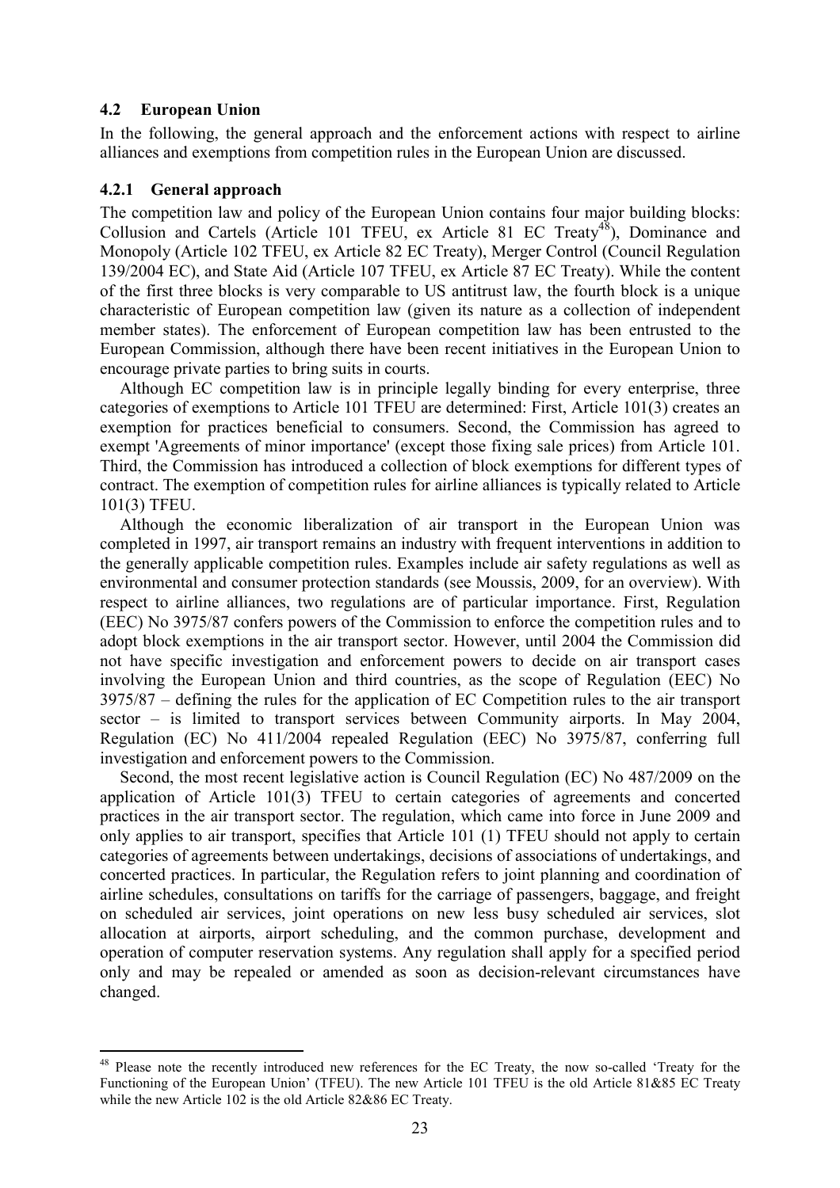### 4.2 European Union

In the following, the general approach and the enforcement actions with respect to airline alliances and exemptions from competition rules in the European Union are discussed.

#### 4.2.1 General approach

The competition law and policy of the European Union contains four major building blocks: Collusion and Cartels (Article 101 TFEU, ex Article 81 EC Treaty[48]), Dominance and Monopoly (Article 102 TFEU, ex Article 82 EC Treaty), Merger Control (Council Regulation 139/2004 EC), and State Aid (Article 107 TFEU, ex Article 87 EC Treaty). While the content of the first three blocks is very comparable to US antitrust law, the fourth block is a unique characteristic of European competition law (given its nature as a collection of independent member states). The enforcement of European competition law has been entrusted to the European Commission, although there have been recent initiatives in the European Union to encourage private parties to bring suits in courts.

Although EC competition law is in principle legally binding for every enterprise, three categories of exemptions to Article 101 TFEU are determined: First, Article 101(3) creates an exemption for practices beneficial to consumers. Second, the Commission has agreed to exempt 'Agreements of minor importance' (except those fixing sale prices) from Article 101. Third, the Commission has introduced a collection of block exemptions for different types of contract. The exemption of competition rules for airline alliances is typically related to Article 101(3) TFEU.

Although the economic liberalization of air transport in the European Union was completed in 1997, air transport remains an industry with frequent interventions in addition to the generally applicable competition rules. Examples include air safety regulations as well as environmental and consumer protection standards (see Moussis, 2009, for an overview). With respect to airline alliances, two regulations are of particular importance. First, Regulation (EEC) No 3975/87 confers powers of the Commission to enforce the competition rules and to adopt block exemptions in the air transport sector. However, until 2004 the Commission did not have specific investigation and enforcement powers to decide on air transport cases involving the European Union and third countries, as the scope of Regulation (EEC) No 3975/87 – defining the rules for the application of EC Competition rules to the air transport sector – is limited to transport services between Community airports. In May 2004, Regulation (EC) No 411/2004 repealed Regulation (EEC) No 3975/87, conferring full investigation and enforcement powers to the Commission.

Second, the most recent legislative action is Council Regulation (EC) No 487/2009 on the application of Article 101(3) TFEU to certain categories of agreements and concerted practices in the air transport sector. The regulation, which came into force in June 2009 and only applies to air transport, specifies that Article 101 (1) TFEU should not apply to certain categories of agreements between undertakings, decisions of associations of undertakings, and concerted practices. In particular, the Regulation refers to joint planning and coordination of airline schedules, consultations on tariffs for the carriage of passengers, baggage, and freight on scheduled air services, joint operations on new less busy scheduled air services, slot allocation at airports, airport scheduling, and the common purchase, development and operation of computer reservation systems. Any regulation shall apply for a specified period only and may be repealed or amended as soon as decision-relevant circumstances have changed.

---

[48] Please note the recently introduced new references for the EC Treaty, the now so-called 'Treaty for the Functioning of the European Union' (TFEU). The new Article 101 TFEU is the old Article 81&85 EC Treaty while the new Article 102 is the old Article 82&86 EC Treaty.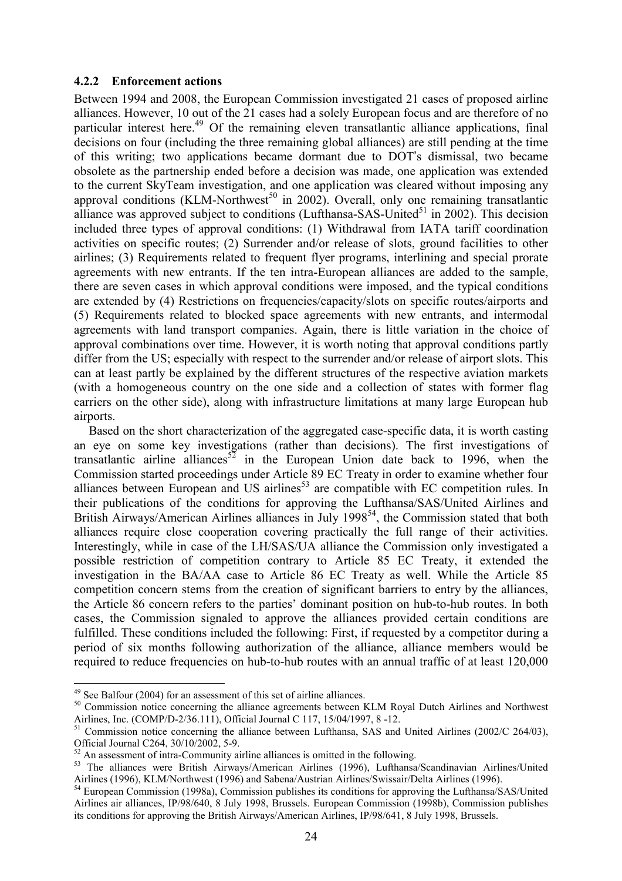### 4.2.2 Enforcement actions

Between 1994 and 2008, the European Commission investigated 21 cases of proposed airline alliances. However, 10 out of the 21 cases had a solely European focus and are therefore of no particular interest here.[49] Of the remaining eleven transatlantic alliance applications, final decisions on four (including the three remaining global alliances) are still pending at the time of this writing; two applications became dormant due to DOT's dismissal, two became obsolete as the partnership ended before a decision was made, one application was extended to the current SkyTeam investigation, and one application was cleared without imposing any approval conditions (KLM-Northwest[50] in 2002). Overall, only one remaining transatlantic alliance was approved subject to conditions (Lufthansa-SAS-United[51] in 2002). This decision included three types of approval conditions: (1) Withdrawal from IATA tariff coordination activities on specific routes; (2) Surrender and/or release of slots, ground facilities to other airlines; (3) Requirements related to frequent flyer programs, interlining and special prorate agreements with new entrants. If the ten intra-European alliances are added to the sample, there are seven cases in which approval conditions were imposed, and the typical conditions are extended by (4) Restrictions on frequencies/capacity/slots on specific routes/airports and (5) Requirements related to blocked space agreements with new entrants, and intermodal agreements with land transport companies. Again, there is little variation in the choice of approval combinations over time. However, it is worth noting that approval conditions partly differ from the US; especially with respect to the surrender and/or release of airport slots. This can at least partly be explained by the different structures of the respective aviation markets (with a homogeneous country on the one side and a collection of states with former flag carriers on the other side), along with infrastructure limitations at many large European hub airports.

Based on the short characterization of the aggregated case-specific data, it is worth casting an eye on some key investigations (rather than decisions). The first investigations of transatlantic airline alliances[52] in the European Union date back to 1996, when the Commission started proceedings under Article 89 EC Treaty in order to examine whether four alliances between European and US airlines[53] are compatible with EC competition rules. In their publications of the conditions for approving the Lufthansa/SAS/United Airlines and British Airways/American Airlines alliances in July 1998[54], the Commission stated that both alliances require close cooperation covering practically the full range of their activities. Interestingly, while in case of the LH/SAS/UA alliance the Commission only investigated a possible restriction of competition contrary to Article 85 EC Treaty, it extended the investigation in the BA/AA case to Article 86 EC Treaty as well. While the Article 85 competition concern stems from the creation of significant barriers to entry by the alliances, the Article 86 concern refers to the parties' dominant position on hub-to-hub routes. In both cases, the Commission signaled to approve the alliances provided certain conditions are fulfilled. These conditions included the following: First, if requested by a competitor during a period of six months following authorization of the alliance, alliance members would be required to reduce frequencies on hub-to-hub routes with an annual traffic of at least 120,000

---

[49] See Balfour (2004) for an assessment of this set of airline alliances.

[50] Commission notice concerning the alliance agreements between KLM Royal Dutch Airlines and Northwest Airlines, Inc. (COMP/D-2/36.111), Official Journal C 117, 15/04/1997, 8 -12.

[51] Commission notice concerning the alliance between Lufthansa, SAS and United Airlines (2002/C 264/03), Official Journal C264, 30/10/2002, 5-9.

[52] An assessment of intra-Community airline alliances is omitted in the following.

[53] The alliances were British Airways/American Airlines (1996), Lufthansa/Scandinavian Airlines/United Airlines (1996), KLM/Northwest (1996) and Sabena/Austrian Airlines/Swissair/Delta Airlines (1996).

[54] European Commission (1998a), Commission publishes its conditions for approving the Lufthansa/SAS/United Airlines air alliances, IP/98/640, 8 July 1998, Brussels. European Commission (1998b), Commission publishes its conditions for approving the British Airways/American Airlines, IP/98/641, 8 July 1998, Brussels.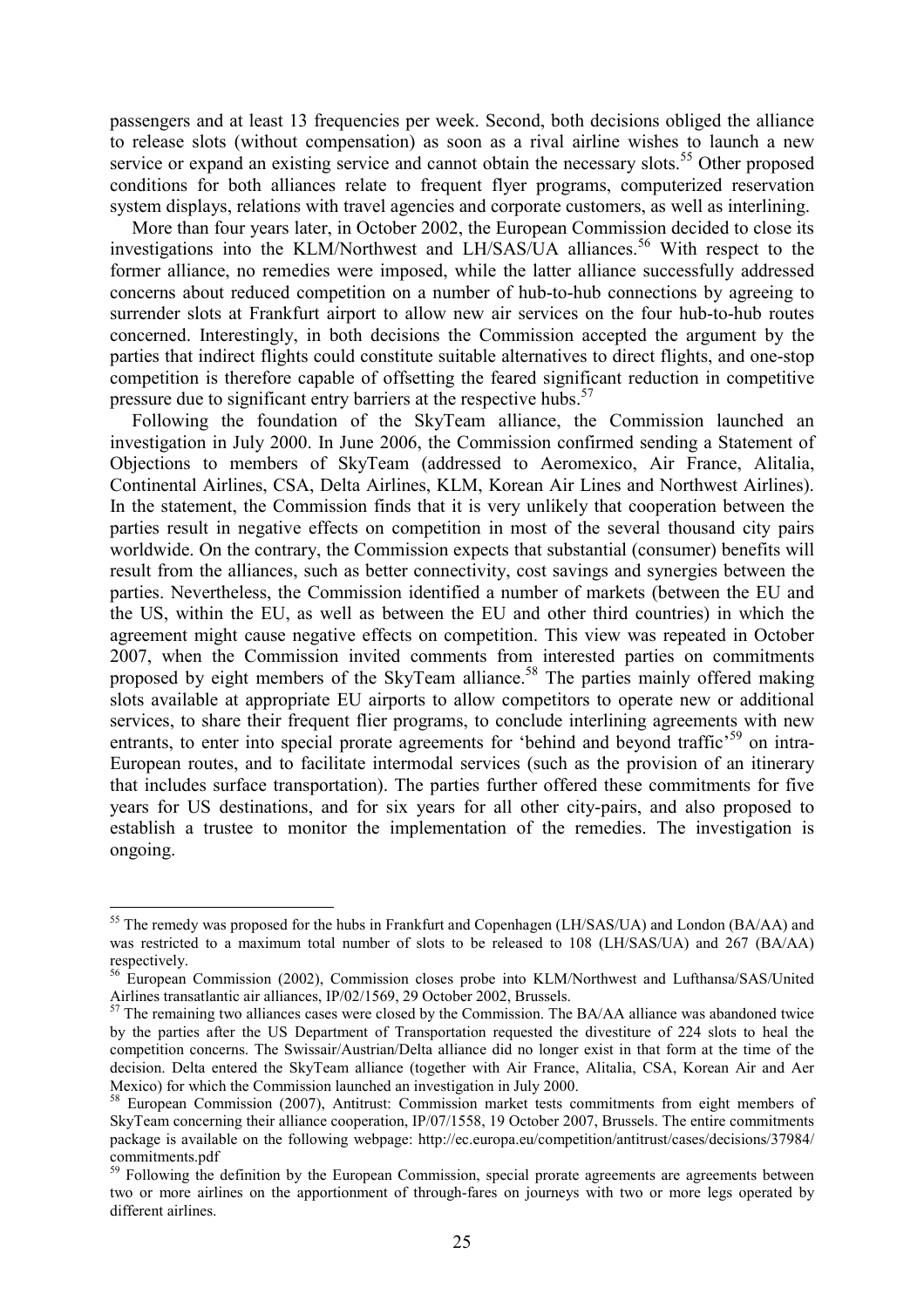passengers and at least 13 frequencies per week. Second, both decisions obliged the alliance to release slots (without compensation) as soon as a rival airline wishes to launch a new service or expand an existing service and cannot obtain the necessary slots.[55] Other proposed conditions for both alliances relate to frequent flyer programs, computerized reservation system displays, relations with travel agencies and corporate customers, as well as interlining.

More than four years later, in October 2002, the European Commission decided to close its investigations into the KLM/Northwest and LH/SAS/UA alliances.[56] With respect to the former alliance, no remedies were imposed, while the latter alliance successfully addressed concerns about reduced competition on a number of hub-to-hub connections by agreeing to surrender slots at Frankfurt airport to allow new air services on the four hub-to-hub routes concerned. Interestingly, in both decisions the Commission accepted the argument by the parties that indirect flights could constitute suitable alternatives to direct flights, and one-stop competition is therefore capable of offsetting the feared significant reduction in competitive pressure due to significant entry barriers at the respective hubs.[57]

Following the foundation of the SkyTeam alliance, the Commission launched an investigation in July 2000. In June 2006, the Commission confirmed sending a Statement of Objections to members of SkyTeam (addressed to Aeromexico, Air France, Alitalia, Continental Airlines, CSA, Delta Airlines, KLM, Korean Air Lines and Northwest Airlines). In the statement, the Commission finds that it is very unlikely that cooperation between the parties result in negative effects on competition in most of the several thousand city pairs worldwide. On the contrary, the Commission expects that substantial (consumer) benefits will result from the alliances, such as better connectivity, cost savings and synergies between the parties. Nevertheless, the Commission identified a number of markets (between the EU and the US, within the EU, as well as between the EU and other third countries) in which the agreement might cause negative effects on competition. This view was repeated in October 2007, when the Commission invited comments from interested parties on commitments proposed by eight members of the SkyTeam alliance.[58] The parties mainly offered making slots available at appropriate EU airports to allow competitors to operate new or additional services, to share their frequent flier programs, to conclude interlining agreements with new entrants, to enter into special prorate agreements for 'behind and beyond traffic'[59] on intra-European routes, and to facilitate intermodal services (such as the provision of an itinerary that includes surface transportation). The parties further offered these commitments for five years for US destinations, and for six years for all other city-pairs, and also proposed to establish a trustee to monitor the implementation of the remedies. The investigation is ongoing.

---

[55] The remedy was proposed for the hubs in Frankfurt and Copenhagen (LH/SAS/UA) and London (BA/AA) and was restricted to a maximum total number of slots to be released to 108 (LH/SAS/UA) and 267 (BA/AA) respectively.

[56] European Commission (2002), Commission closes probe into KLM/Northwest and Lufthansa/SAS/United Airlines transatlantic air alliances, IP/02/1569, 29 October 2002, Brussels.

[57] The remaining two alliances cases were closed by the Commission. The BA/AA alliance was abandoned twice by the parties after the US Department of Transportation requested the divestiture of 224 slots to heal the competition concerns. The Swissair/Austrian/Delta alliance did no longer exist in that form at the time of the decision. Delta entered the SkyTeam alliance (together with Air France, Alitalia, CSA, Korean Air and Aer Mexico) for which the Commission launched an investigation in July 2000.

[58] European Commission (2007), Antitrust: Commission market tests commitments from eight members of SkyTeam concerning their alliance cooperation, IP/07/1558, 19 October 2007, Brussels. The entire commitments package is available on the following webpage: http://ec.europa.eu/competition/antitrust/cases/decisions/37984/commitments.pdf

[59] Following the definition by the European Commission, special prorate agreements are agreements between two or more airlines on the apportionment of through-fares on journeys with two or more legs operated by different airlines.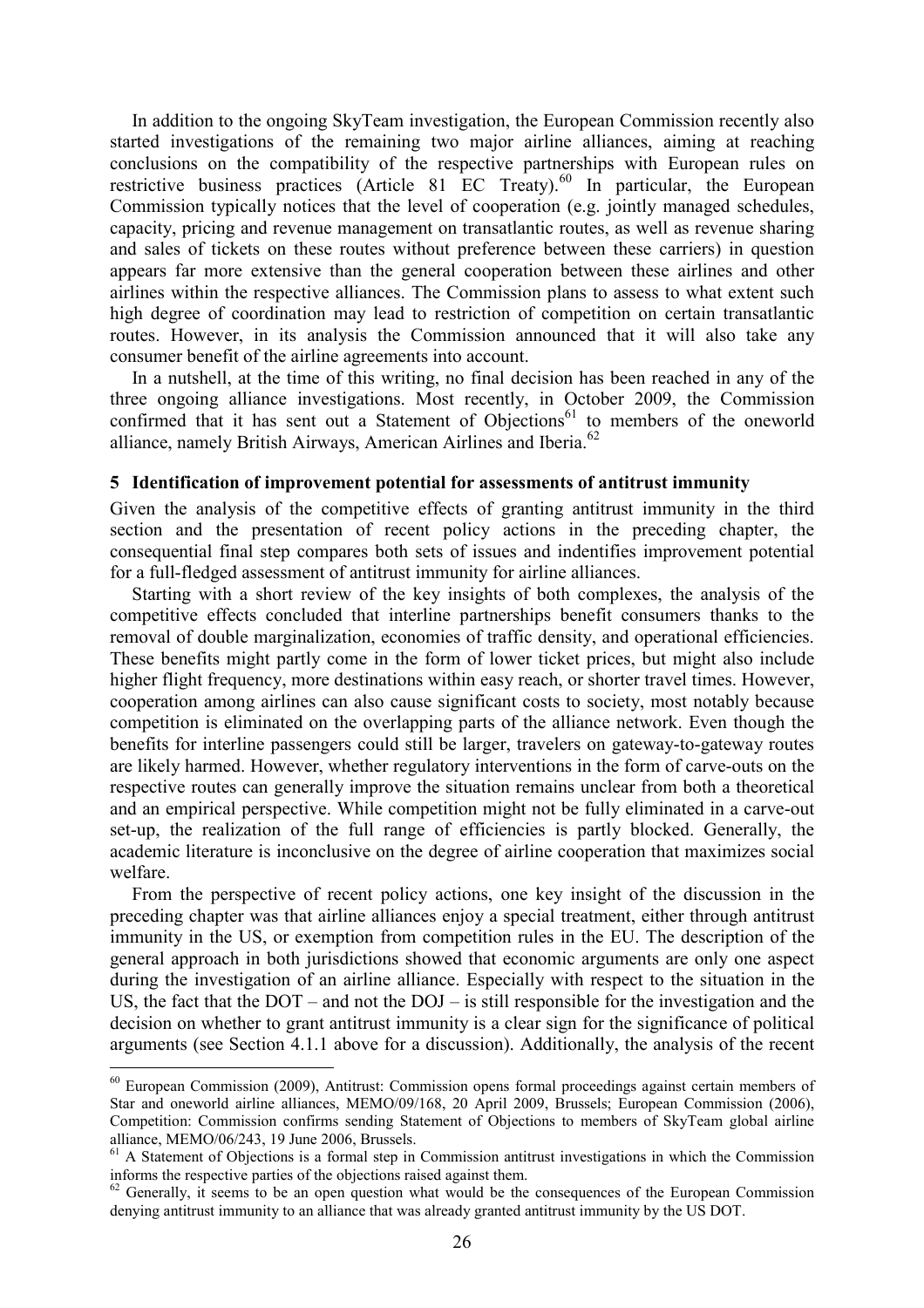In addition to the ongoing SkyTeam investigation, the European Commission recently also started investigations of the remaining two major airline alliances, aiming at reaching conclusions on the compatibility of the respective partnerships with European rules on restrictive business practices (Article 81 EC Treaty).[60] In particular, the European Commission typically notices that the level of cooperation (e.g. jointly managed schedules, capacity, pricing and revenue management on transatlantic routes, as well as revenue sharing and sales of tickets on these routes without preference between these carriers) in question appears far more extensive than the general cooperation between these airlines and other airlines within the respective alliances. The Commission plans to assess to what extent such high degree of coordination may lead to restriction of competition on certain transatlantic routes. However, in its analysis the Commission announced that it will also take any consumer benefit of the airline agreements into account.

In a nutshell, at the time of this writing, no final decision has been reached in any of the three ongoing alliance investigations. Most recently, in October 2009, the Commission confirmed that it has sent out a Statement of Objections[61] to members of the oneworld alliance, namely British Airways, American Airlines and Iberia.[62]

## 5 Identification of improvement potential for assessments of antitrust immunity

Given the analysis of the competitive effects of granting antitrust immunity in the third section and the presentation of recent policy actions in the preceding chapter, the consequential final step compares both sets of issues and indentifies improvement potential for a full-fledged assessment of antitrust immunity for airline alliances.

Starting with a short review of the key insights of both complexes, the analysis of the competitive effects concluded that interline partnerships benefit consumers thanks to the removal of double marginalization, economies of traffic density, and operational efficiencies. These benefits might partly come in the form of lower ticket prices, but might also include higher flight frequency, more destinations within easy reach, or shorter travel times. However, cooperation among airlines can also cause significant costs to society, most notably because competition is eliminated on the overlapping parts of the alliance network. Even though the benefits for interline passengers could still be larger, travelers on gateway-to-gateway routes are likely harmed. However, whether regulatory interventions in the form of carve-outs on the respective routes can generally improve the situation remains unclear from both a theoretical and an empirical perspective. While competition might not be fully eliminated in a carve-out set-up, the realization of the full range of efficiencies is partly blocked. Generally, the academic literature is inconclusive on the degree of airline cooperation that maximizes social welfare.

From the perspective of recent policy actions, one key insight of the discussion in the preceding chapter was that airline alliances enjoy a special treatment, either through antitrust immunity in the US, or exemption from competition rules in the EU. The description of the general approach in both jurisdictions showed that economic arguments are only one aspect during the investigation of an airline alliance. Especially with respect to the situation in the US, the fact that the DOT – and not the DOJ – is still responsible for the investigation and the decision on whether to grant antitrust immunity is a clear sign for the significance of political arguments (see Section 4.1.1 above for a discussion). Additionally, the analysis of the recent

---

[60] European Commission (2009), Antitrust: Commission opens formal proceedings against certain members of Star and oneworld airline alliances, MEMO/09/168, 20 April 2009, Brussels; European Commission (2006), Competition: Commission confirms sending Statement of Objections to members of SkyTeam global airline alliance, MEMO/06/243, 19 June 2006, Brussels.

[61] A Statement of Objections is a formal step in Commission antitrust investigations in which the Commission informs the respective parties of the objections raised against them.

[62] Generally, it seems to be an open question what would be the consequences of the European Commission denying antitrust immunity to an alliance that was already granted antitrust immunity by the US DOT.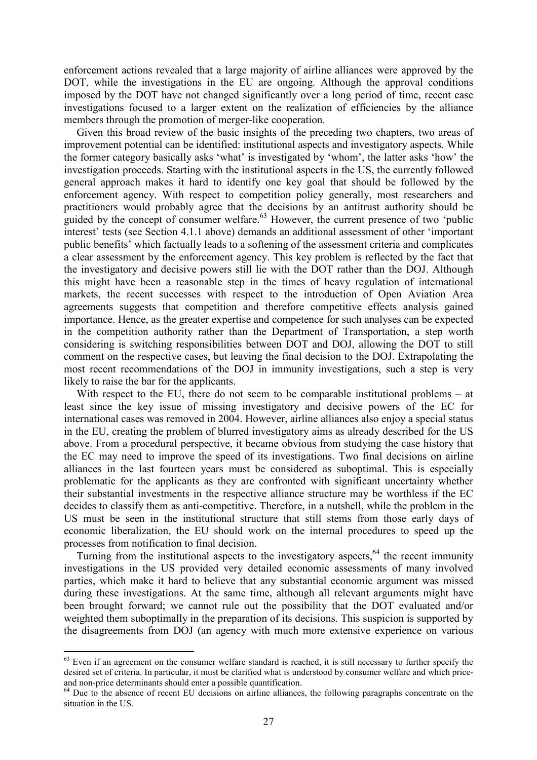enforcement actions revealed that a large majority of airline alliances were approved by the DOT, while the investigations in the EU are ongoing. Although the approval conditions imposed by the DOT have not changed significantly over a long period of time, recent case investigations focused to a larger extent on the realization of efficiencies by the alliance members through the promotion of merger-like cooperation.

Given this broad review of the basic insights of the preceding two chapters, two areas of improvement potential can be identified: institutional aspects and investigatory aspects. While the former category basically asks 'what' is investigated by 'whom', the latter asks 'how' the investigation proceeds. Starting with the institutional aspects in the US, the currently followed general approach makes it hard to identify one key goal that should be followed by the enforcement agency. With respect to competition policy generally, most researchers and practitioners would probably agree that the decisions by an antitrust authority should be guided by the concept of consumer welfare.[63] However, the current presence of two 'public interest' tests (see Section 4.1.1 above) demands an additional assessment of other 'important public benefits' which factually leads to a softening of the assessment criteria and complicates a clear assessment by the enforcement agency. This key problem is reflected by the fact that the investigatory and decisive powers still lie with the DOT rather than the DOJ. Although this might have been a reasonable step in the times of heavy regulation of international markets, the recent successes with respect to the introduction of Open Aviation Area agreements suggests that competition and therefore competitive effects analysis gained importance. Hence, as the greater expertise and competence for such analyses can be expected in the competition authority rather than the Department of Transportation, a step worth considering is switching responsibilities between DOT and DOJ, allowing the DOT to still comment on the respective cases, but leaving the final decision to the DOJ. Extrapolating the most recent recommendations of the DOJ in immunity investigations, such a step is very likely to raise the bar for the applicants.

With respect to the EU, there do not seem to be comparable institutional problems – at least since the key issue of missing investigatory and decisive powers of the EC for international cases was removed in 2004. However, airline alliances also enjoy a special status in the EU, creating the problem of blurred investigatory aims as already described for the US above. From a procedural perspective, it became obvious from studying the case history that the EC may need to improve the speed of its investigations. Two final decisions on airline alliances in the last fourteen years must be considered as suboptimal. This is especially problematic for the applicants as they are confronted with significant uncertainty whether their substantial investments in the respective alliance structure may be worthless if the EC decides to classify them as anti-competitive. Therefore, in a nutshell, while the problem in the US must be seen in the institutional structure that still stems from those early days of economic liberalization, the EU should work on the internal procedures to speed up the processes from notification to final decision.

Turning from the institutional aspects to the investigatory aspects,[64] the recent immunity investigations in the US provided very detailed economic assessments of many involved parties, which make it hard to believe that any substantial economic argument was missed during these investigations. At the same time, although all relevant arguments might have been brought forward; we cannot rule out the possibility that the DOT evaluated and/or weighted them suboptimally in the preparation of its decisions. This suspicion is supported by the disagreements from DOJ (an agency with much more extensive experience on various

---

[63] Even if an agreement on the consumer welfare standard is reached, it is still necessary to further specify the desired set of criteria. In particular, it must be clarified what is understood by consumer welfare and which price- and non-price determinants should enter a possible quantification.

[64] Due to the absence of recent EU decisions on airline alliances, the following paragraphs concentrate on the situation in the US.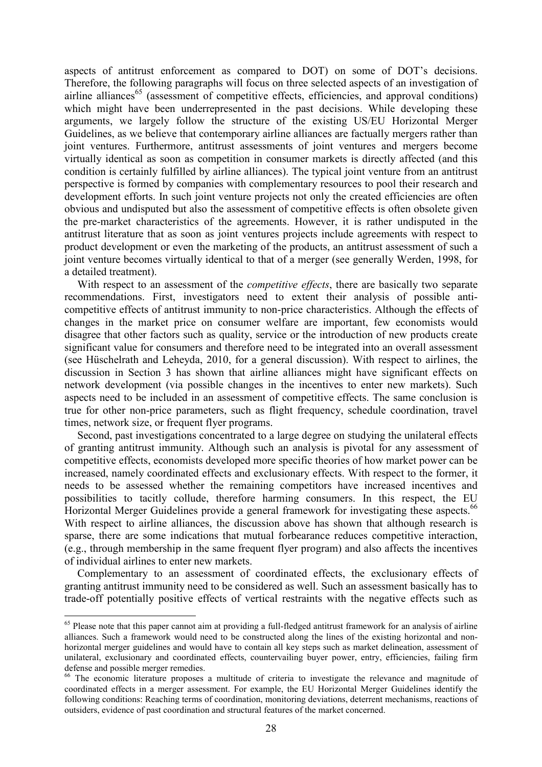aspects of antitrust enforcement as compared to DOT) on some of DOT's decisions. Therefore, the following paragraphs will focus on three selected aspects of an investigation of airline alliances[65] (assessment of competitive effects, efficiencies, and approval conditions) which might have been underrepresented in the past decisions. While developing these arguments, we largely follow the structure of the existing US/EU Horizontal Merger Guidelines, as we believe that contemporary airline alliances are factually mergers rather than joint ventures. Furthermore, antitrust assessments of joint ventures and mergers become virtually identical as soon as competition in consumer markets is directly affected (and this condition is certainly fulfilled by airline alliances). The typical joint venture from an antitrust perspective is formed by companies with complementary resources to pool their research and development efforts. In such joint venture projects not only the created efficiencies are often obvious and undisputed but also the assessment of competitive effects is often obsolete given the pre-market characteristics of the agreements. However, it is rather undisputed in the antitrust literature that as soon as joint ventures projects include agreements with respect to product development or even the marketing of the products, an antitrust assessment of such a joint venture becomes virtually identical to that of a merger (see generally Werden, 1998, for a detailed treatment).

With respect to an assessment of the *competitive effects*, there are basically two separate recommendations. First, investigators need to extent their analysis of possible anti-competitive effects of antitrust immunity to non-price characteristics. Although the effects of changes in the market price on consumer welfare are important, few economists would disagree that other factors such as quality, service or the introduction of new products create significant value for consumers and therefore need to be integrated into an overall assessment (see Hüschelrath and Leheyda, 2010, for a general discussion). With respect to airlines, the discussion in Section 3 has shown that airline alliances might have significant effects on network development (via possible changes in the incentives to enter new markets). Such aspects need to be included in an assessment of competitive effects. The same conclusion is true for other non-price parameters, such as flight frequency, schedule coordination, travel times, network size, or frequent flyer programs.

Second, past investigations concentrated to a large degree on studying the unilateral effects of granting antitrust immunity. Although such an analysis is pivotal for any assessment of competitive effects, economists developed more specific theories of how market power can be increased, namely coordinated effects and exclusionary effects. With respect to the former, it needs to be assessed whether the remaining competitors have increased incentives and possibilities to tacitly collude, therefore harming consumers. In this respect, the EU Horizontal Merger Guidelines provide a general framework for investigating these aspects.[66] With respect to airline alliances, the discussion above has shown that although research is sparse, there are some indications that mutual forbearance reduces competitive interaction, (e.g., through membership in the same frequent flyer program) and also affects the incentives of individual airlines to enter new markets.

Complementary to an assessment of coordinated effects, the exclusionary effects of granting antitrust immunity need to be considered as well. Such an assessment basically has to trade-off potentially positive effects of vertical restraints with the negative effects such as

[65] Please note that this paper cannot aim at providing a full-fledged antitrust framework for an analysis of airline alliances. Such a framework would need to be constructed along the lines of the existing horizontal and non-horizontal merger guidelines and would have to contain all key steps such as market delineation, assessment of unilateral, exclusionary and coordinated effects, countervailing buyer power, entry, efficiencies, failing firm defense and possible merger remedies.

[66] The economic literature proposes a multitude of criteria to investigate the relevance and magnitude of coordinated effects in a merger assessment. For example, the EU Horizontal Merger Guidelines identify the following conditions: Reaching terms of coordination, monitoring deviations, deterrent mechanisms, reactions of outsiders, evidence of past coordination and structural features of the market concerned.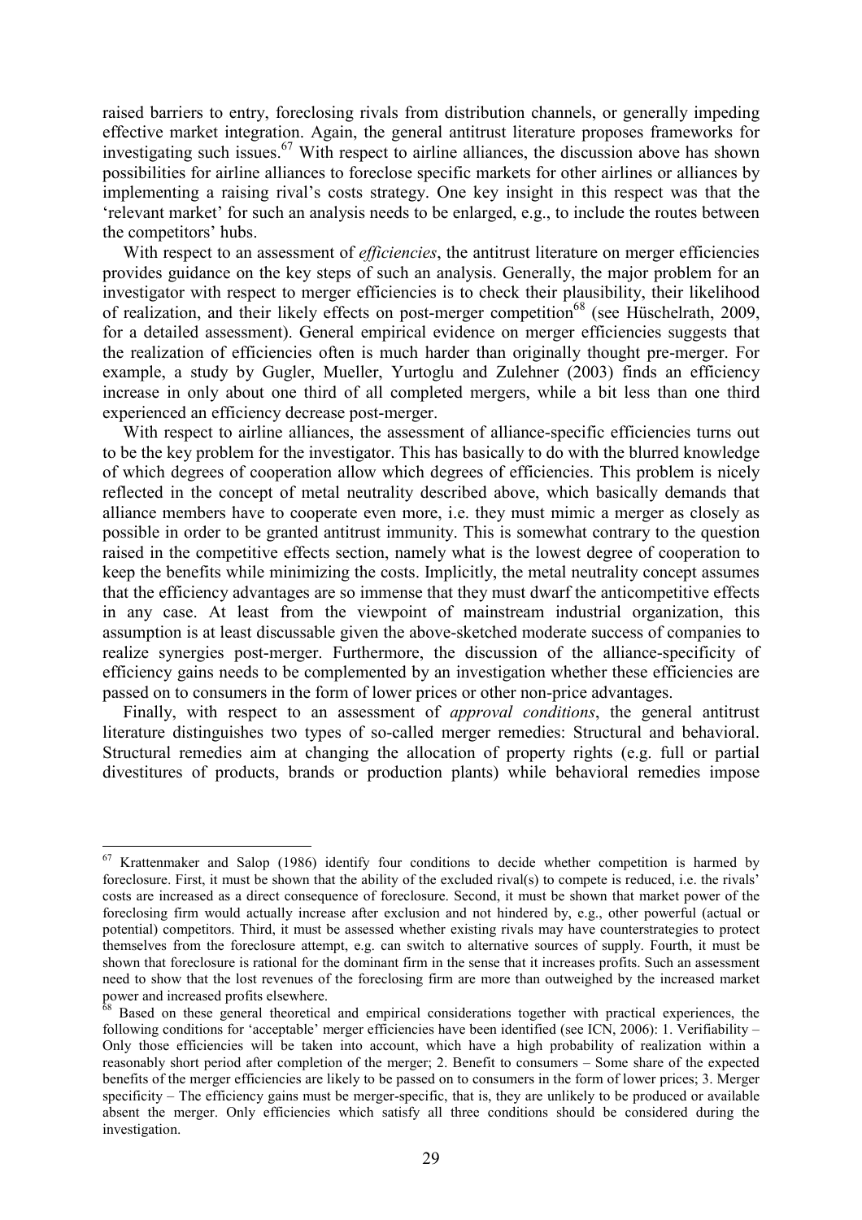raised barriers to entry, foreclosing rivals from distribution channels, or generally impeding effective market integration. Again, the general antitrust literature proposes frameworks for investigating such issues.[67] With respect to airline alliances, the discussion above has shown possibilities for airline alliances to foreclose specific markets for other airlines or alliances by implementing a raising rival's costs strategy. One key insight in this respect was that the 'relevant market' for such an analysis needs to be enlarged, e.g., to include the routes between the competitors' hubs.

With respect to an assessment of *efficiencies*, the antitrust literature on merger efficiencies provides guidance on the key steps of such an analysis. Generally, the major problem for an investigator with respect to merger efficiencies is to check their plausibility, their likelihood of realization, and their likely effects on post-merger competition[68] (see Hüschelrath, 2009, for a detailed assessment). General empirical evidence on merger efficiencies suggests that the realization of efficiencies often is much harder than originally thought pre-merger. For example, a study by Gugler, Mueller, Yurtoglu and Zulehner (2003) finds an efficiency increase in only about one third of all completed mergers, while a bit less than one third experienced an efficiency decrease post-merger.

With respect to airline alliances, the assessment of alliance-specific efficiencies turns out to be the key problem for the investigator. This has basically to do with the blurred knowledge of which degrees of cooperation allow which degrees of efficiencies. This problem is nicely reflected in the concept of metal neutrality described above, which basically demands that alliance members have to cooperate even more, i.e. they must mimic a merger as closely as possible in order to be granted antitrust immunity. This is somewhat contrary to the question raised in the competitive effects section, namely what is the lowest degree of cooperation to keep the benefits while minimizing the costs. Implicitly, the metal neutrality concept assumes that the efficiency advantages are so immense that they must dwarf the anticompetitive effects in any case. At least from the viewpoint of mainstream industrial organization, this assumption is at least discussable given the above-sketched moderate success of companies to realize synergies post-merger. Furthermore, the discussion of the alliance-specificity of efficiency gains needs to be complemented by an investigation whether these efficiencies are passed on to consumers in the form of lower prices or other non-price advantages.

Finally, with respect to an assessment of *approval conditions*, the general antitrust literature distinguishes two types of so-called merger remedies: Structural and behavioral. Structural remedies aim at changing the allocation of property rights (e.g. full or partial divestitures of products, brands or production plants) while behavioral remedies impose

---

[67] Krattenmaker and Salop (1986) identify four conditions to decide whether competition is harmed by foreclosure. First, it must be shown that the ability of the excluded rival(s) to compete is reduced, i.e. the rivals' costs are increased as a direct consequence of foreclosure. Second, it must be shown that market power of the foreclosing firm would actually increase after exclusion and not hindered by, e.g., other powerful (actual or potential) competitors. Third, it must be assessed whether existing rivals may have counterstrategies to protect themselves from the foreclosure attempt, e.g. can switch to alternative sources of supply. Fourth, it must be shown that foreclosure is rational for the dominant firm in the sense that it increases profits. Such an assessment need to show that the lost revenues of the foreclosing firm are more than outweighed by the increased market power and increased profits elsewhere.

[68] Based on these general theoretical and empirical considerations together with practical experiences, the following conditions for 'acceptable' merger efficiencies have been identified (see ICN, 2006): 1. Verifiability – Only those efficiencies will be taken into account, which have a high probability of realization within a reasonably short period after completion of the merger; 2. Benefit to consumers – Some share of the expected benefits of the merger efficiencies are likely to be passed on to consumers in the form of lower prices; 3. Merger specificity – The efficiency gains must be merger-specific, that is, they are unlikely to be produced or available absent the merger. Only efficiencies which satisfy all three conditions should be considered during the investigation.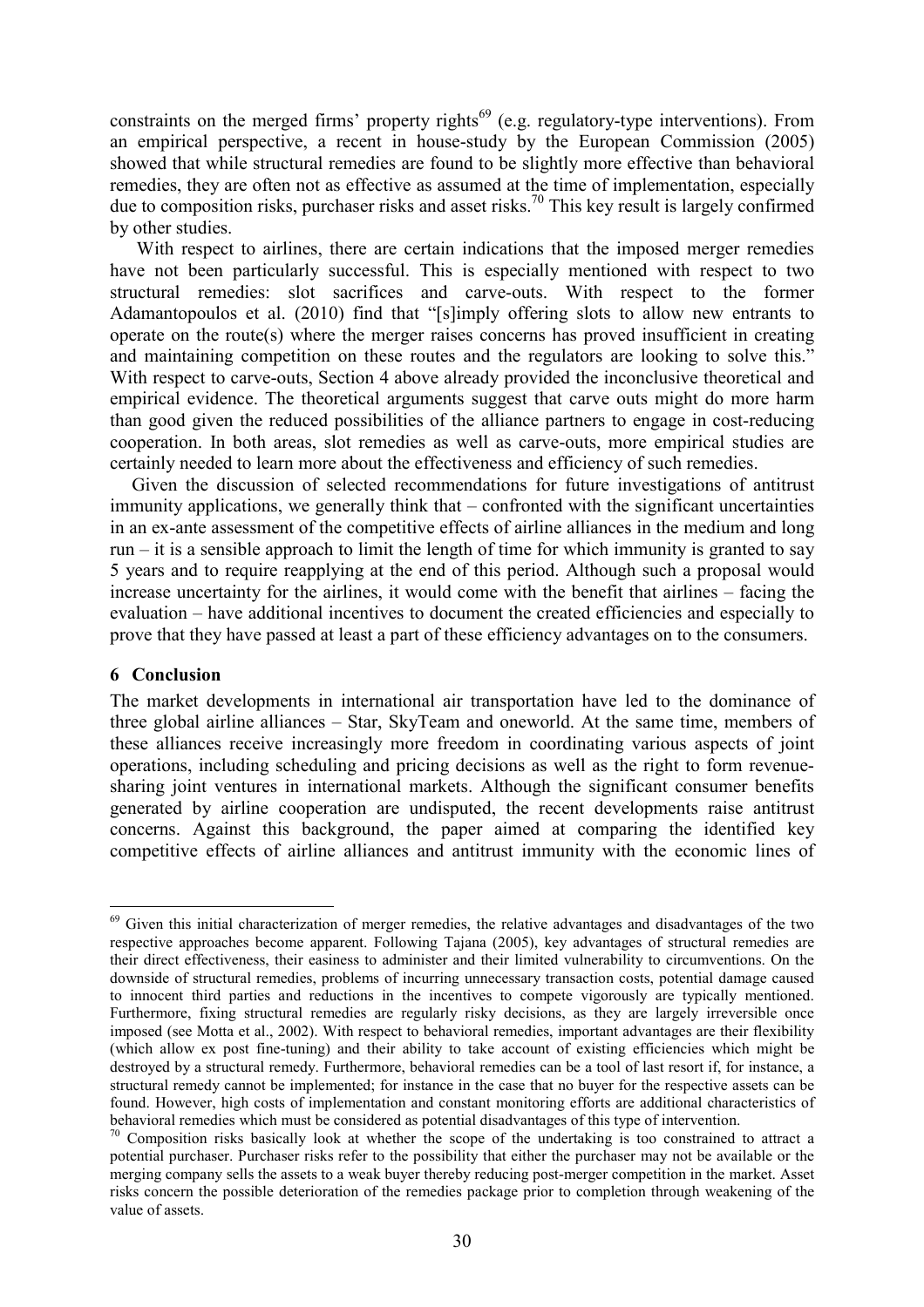constraints on the merged firms' property rights[69] (e.g. regulatory-type interventions). From an empirical perspective, a recent in house-study by the European Commission (2005) showed that while structural remedies are found to be slightly more effective than behavioral remedies, they are often not as effective as assumed at the time of implementation, especially due to composition risks, purchaser risks and asset risks.[70] This key result is largely confirmed by other studies.

With respect to airlines, there are certain indications that the imposed merger remedies have not been particularly successful. This is especially mentioned with respect to two structural remedies: slot sacrifices and carve-outs. With respect to the former Adamantopoulos et al. (2010) find that "[s]imply offering slots to allow new entrants to operate on the route(s) where the merger raises concerns has proved insufficient in creating and maintaining competition on these routes and the regulators are looking to solve this." With respect to carve-outs, Section 4 above already provided the inconclusive theoretical and empirical evidence. The theoretical arguments suggest that carve outs might do more harm than good given the reduced possibilities of the alliance partners to engage in cost-reducing cooperation. In both areas, slot remedies as well as carve-outs, more empirical studies are certainly needed to learn more about the effectiveness and efficiency of such remedies.

Given the discussion of selected recommendations for future investigations of antitrust immunity applications, we generally think that – confronted with the significant uncertainties in an ex-ante assessment of the competitive effects of airline alliances in the medium and long run – it is a sensible approach to limit the length of time for which immunity is granted to say 5 years and to require reapplying at the end of this period. Although such a proposal would increase uncertainty for the airlines, it would come with the benefit that airlines – facing the evaluation – have additional incentives to document the created efficiencies and especially to prove that they have passed at least a part of these efficiency advantages on to the consumers.

## 6 Conclusion

The market developments in international air transportation have led to the dominance of three global airline alliances – Star, SkyTeam and oneworld. At the same time, members of these alliances receive increasingly more freedom in coordinating various aspects of joint operations, including scheduling and pricing decisions as well as the right to form revenue-sharing joint ventures in international markets. Although the significant consumer benefits generated by airline cooperation are undisputed, the recent developments raise antitrust concerns. Against this background, the paper aimed at comparing the identified key competitive effects of airline alliances and antitrust immunity with the economic lines of

---

[69] Given this initial characterization of merger remedies, the relative advantages and disadvantages of the two respective approaches become apparent. Following Tajana (2005), key advantages of structural remedies are their direct effectiveness, their easiness to administer and their limited vulnerability to circumventions. On the downside of structural remedies, problems of incurring unnecessary transaction costs, potential damage caused to innocent third parties and reductions in the incentives to compete vigorously are typically mentioned. Furthermore, fixing structural remedies are regularly risky decisions, as they are largely irreversible once imposed (see Motta et al., 2002). With respect to behavioral remedies, important advantages are their flexibility (which allow ex post fine-tuning) and their ability to take account of existing efficiencies which might be destroyed by a structural remedy. Furthermore, behavioral remedies can be a tool of last resort if, for instance, a structural remedy cannot be implemented; for instance in the case that no buyer for the respective assets can be found. However, high costs of implementation and constant monitoring efforts are additional characteristics of behavioral remedies which must be considered as potential disadvantages of this type of intervention.

[70] Composition risks basically look at whether the scope of the undertaking is too constrained to attract a potential purchaser. Purchaser risks refer to the possibility that either the purchaser may not be available or the merging company sells the assets to a weak buyer thereby reducing post-merger competition in the market. Asset risks concern the possible deterioration of the remedies package prior to completion through weakening of the value of assets.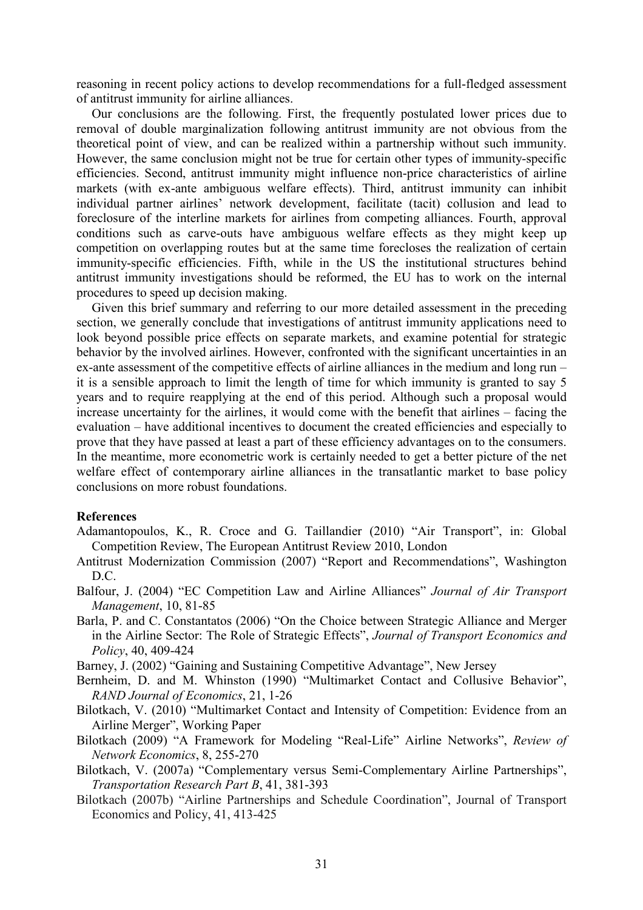reasoning in recent policy actions to develop recommendations for a full-fledged assessment of antitrust immunity for airline alliances.

Our conclusions are the following. First, the frequently postulated lower prices due to removal of double marginalization following antitrust immunity are not obvious from the theoretical point of view, and can be realized within a partnership without such immunity. However, the same conclusion might not be true for certain other types of immunity-specific efficiencies. Second, antitrust immunity might influence non-price characteristics of airline markets (with ex-ante ambiguous welfare effects). Third, antitrust immunity can inhibit individual partner airlines' network development, facilitate (tacit) collusion and lead to foreclosure of the interline markets for airlines from competing alliances. Fourth, approval conditions such as carve-outs have ambiguous welfare effects as they might keep up competition on overlapping routes but at the same time forecloses the realization of certain immunity-specific efficiencies. Fifth, while in the US the institutional structures behind antitrust immunity investigations should be reformed, the EU has to work on the internal procedures to speed up decision making.

Given this brief summary and referring to our more detailed assessment in the preceding section, we generally conclude that investigations of antitrust immunity applications need to look beyond possible price effects on separate markets, and examine potential for strategic behavior by the involved airlines. However, confronted with the significant uncertainties in an ex-ante assessment of the competitive effects of airline alliances in the medium and long run – it is a sensible approach to limit the length of time for which immunity is granted to say 5 years and to require reapplying at the end of this period. Although such a proposal would increase uncertainty for the airlines, it would come with the benefit that airlines – facing the evaluation – have additional incentives to document the created efficiencies and especially to prove that they have passed at least a part of these efficiency advantages on to the consumers. In the meantime, more econometric work is certainly needed to get a better picture of the net welfare effect of contemporary airline alliances in the transatlantic market to base policy conclusions on more robust foundations.

**References**

Adamantopoulos, K., R. Croce and G. Taillandier (2010) "Air Transport", in: Global Competition Review, The European Antitrust Review 2010, London

Antitrust Modernization Commission (2007) "Report and Recommendations", Washington D.C.

Balfour, J. (2004) "EC Competition Law and Airline Alliances" *Journal of Air Transport Management*, 10, 81-85

Barla, P. and C. Constantatos (2006) "On the Choice between Strategic Alliance and Merger in the Airline Sector: The Role of Strategic Effects", *Journal of Transport Economics and Policy*, 40, 409-424

Barney, J. (2002) "Gaining and Sustaining Competitive Advantage", New Jersey

Bernheim, D. and M. Whinston (1990) "Multimarket Contact and Collusive Behavior", *RAND Journal of Economics*, 21, 1-26

Bilotkach, V. (2010) "Multimarket Contact and Intensity of Competition: Evidence from an Airline Merger", Working Paper

Bilotkach (2009) "A Framework for Modeling "Real-Life" Airline Networks", *Review of Network Economics*, 8, 255-270

Bilotkach, V. (2007a) "Complementary versus Semi-Complementary Airline Partnerships", *Transportation Research Part B*, 41, 381-393

Bilotkach (2007b) "Airline Partnerships and Schedule Coordination", Journal of Transport Economics and Policy, 41, 413-425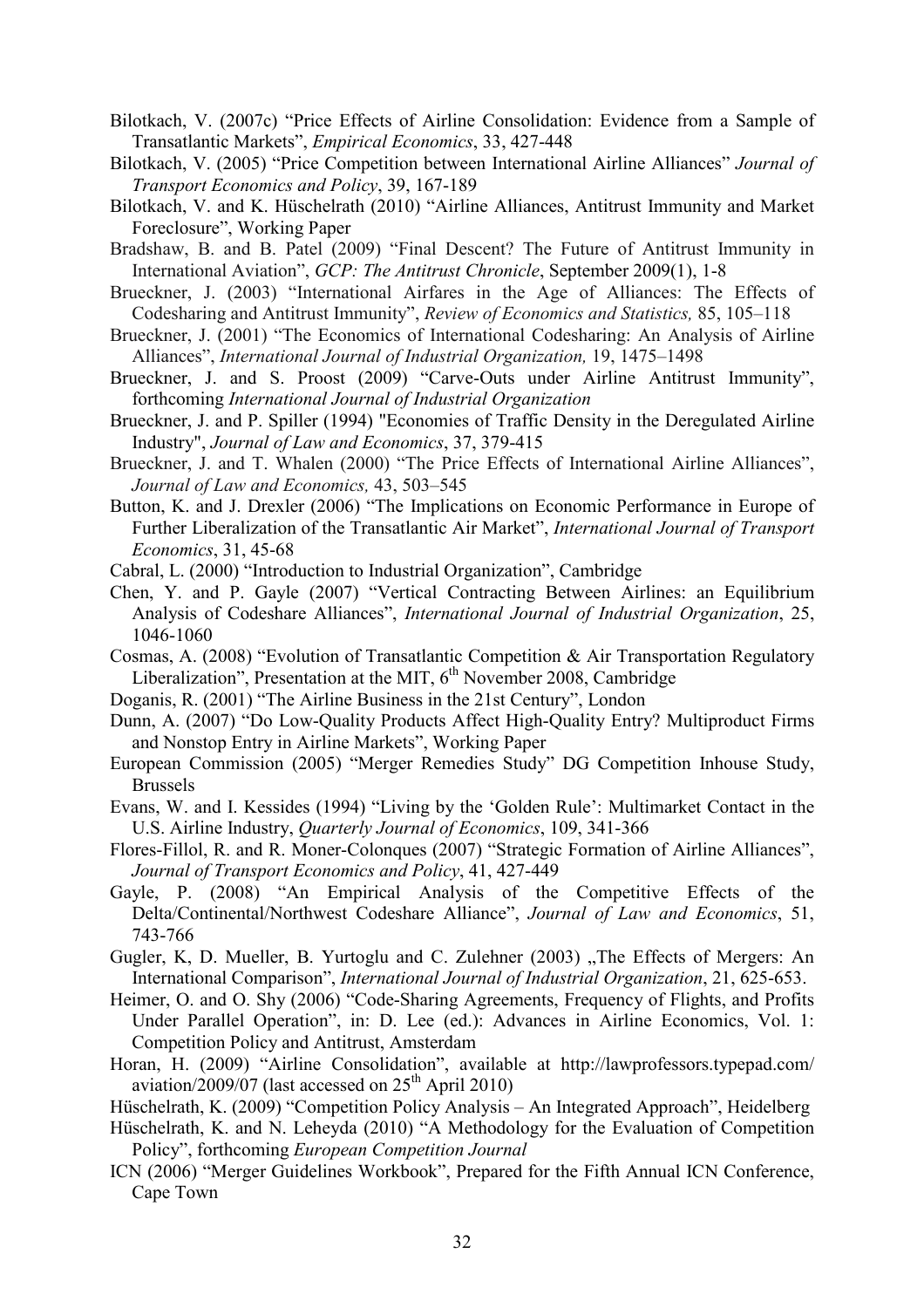Bilotkach, V. (2007c) "Price Effects of Airline Consolidation: Evidence from a Sample of Transatlantic Markets", *Empirical Economics*, 33, 427-448

Bilotkach, V. (2005) "Price Competition between International Airline Alliances" *Journal of Transport Economics and Policy*, 39, 167-189

Bilotkach, V. and K. Hüschelrath (2010) "Airline Alliances, Antitrust Immunity and Market Foreclosure", Working Paper

Bradshaw, B. and B. Patel (2009) "Final Descent? The Future of Antitrust Immunity in International Aviation", *GCP: The Antitrust Chronicle*, September 2009(1), 1-8

Brueckner, J. (2003) "International Airfares in the Age of Alliances: The Effects of Codesharing and Antitrust Immunity", *Review of Economics and Statistics,* 85, 105–118

Brueckner, J. (2001) "The Economics of International Codesharing: An Analysis of Airline Alliances", *International Journal of Industrial Organization,* 19, 1475–1498

Brueckner, J. and S. Proost (2009) "Carve-Outs under Airline Antitrust Immunity", forthcoming *International Journal of Industrial Organization*

Brueckner, J. and P. Spiller (1994) "Economies of Traffic Density in the Deregulated Airline Industry", *Journal of Law and Economics*, 37, 379-415

Brueckner, J. and T. Whalen (2000) "The Price Effects of International Airline Alliances", *Journal of Law and Economics,* 43, 503–545

Button, K. and J. Drexler (2006) "The Implications on Economic Performance in Europe of Further Liberalization of the Transatlantic Air Market", *International Journal of Transport Economics*, 31, 45-68

Cabral, L. (2000) "Introduction to Industrial Organization", Cambridge

Chen, Y. and P. Gayle (2007) "Vertical Contracting Between Airlines: an Equilibrium Analysis of Codeshare Alliances", *International Journal of Industrial Organization*, 25, 1046-1060

Cosmas, A. (2008) "Evolution of Transatlantic Competition & Air Transportation Regulatory Liberalization", Presentation at the MIT, 6th November 2008, Cambridge

Doganis, R. (2001) "The Airline Business in the 21st Century", London

Dunn, A. (2007) "Do Low-Quality Products Affect High-Quality Entry? Multiproduct Firms and Nonstop Entry in Airline Markets", Working Paper

European Commission (2005) "Merger Remedies Study" DG Competition Inhouse Study, Brussels

Evans, W. and I. Kessides (1994) "Living by the 'Golden Rule': Multimarket Contact in the U.S. Airline Industry, *Quarterly Journal of Economics*, 109, 341-366

Flores-Fillol, R. and R. Moner-Colonques (2007) "Strategic Formation of Airline Alliances", *Journal of Transport Economics and Policy*, 41, 427-449

Gayle, P. (2008) "An Empirical Analysis of the Competitive Effects of the Delta/Continental/Northwest Codeshare Alliance", *Journal of Law and Economics*, 51, 743-766

Gugler, K, D. Mueller, B. Yurtoglu and C. Zulehner (2003) „The Effects of Mergers: An International Comparison", *International Journal of Industrial Organization*, 21, 625-653.

Heimer, O. and O. Shy (2006) "Code-Sharing Agreements, Frequency of Flights, and Profits Under Parallel Operation", in: D. Lee (ed.): Advances in Airline Economics, Vol. 1: Competition Policy and Antitrust, Amsterdam

Horan, H. (2009) "Airline Consolidation", available at http://lawprofessors.typepad.com/aviation/2009/07 (last accessed on 25th April 2010)

Hüschelrath, K. (2009) "Competition Policy Analysis – An Integrated Approach", Heidelberg

Hüschelrath, K. and N. Leheyda (2010) "A Methodology for the Evaluation of Competition Policy", forthcoming *European Competition Journal*

ICN (2006) "Merger Guidelines Workbook", Prepared for the Fifth Annual ICN Conference, Cape Town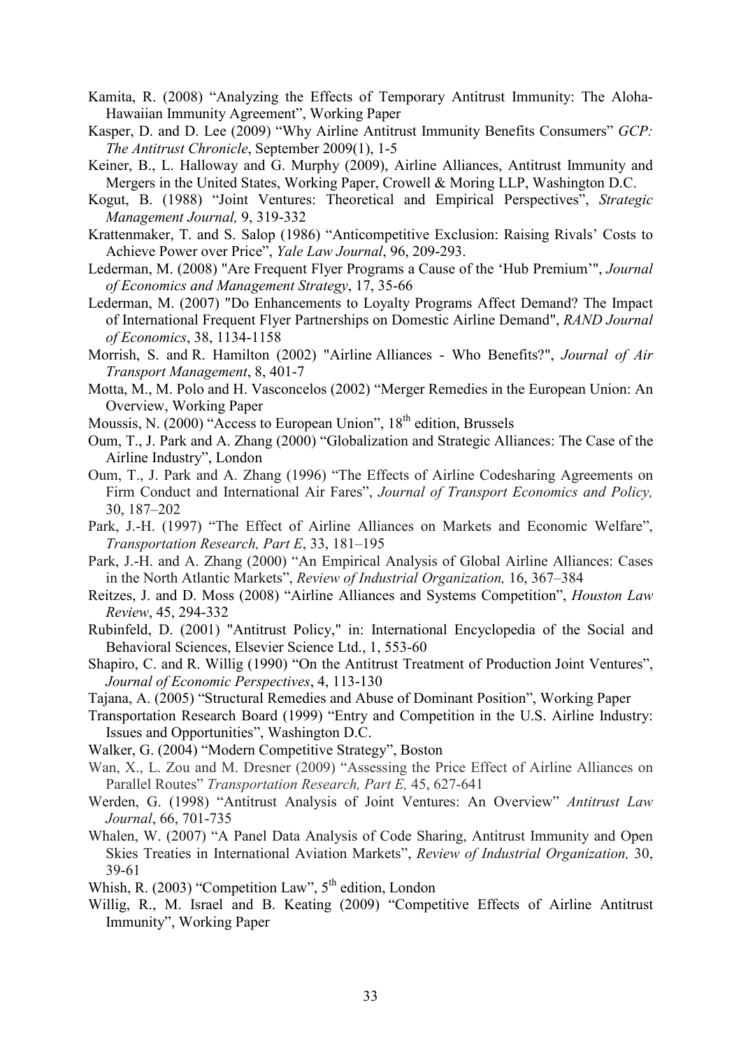Kamita, R. (2008) "Analyzing the Effects of Temporary Antitrust Immunity: The Aloha-Hawaiian Immunity Agreement", Working Paper

Kasper, D. and D. Lee (2009) "Why Airline Antitrust Immunity Benefits Consumers" *GCP: The Antitrust Chronicle*, September 2009(1), 1-5

Keiner, B., L. Halloway and G. Murphy (2009), Airline Alliances, Antitrust Immunity and Mergers in the United States, Working Paper, Crowell & Moring LLP, Washington D.C.

Kogut, B. (1988) "Joint Ventures: Theoretical and Empirical Perspectives", *Strategic Management Journal,* 9, 319-332

Krattenmaker, T. and S. Salop (1986) "Anticompetitive Exclusion: Raising Rivals' Costs to Achieve Power over Price", *Yale Law Journal*, 96, 209-293.

Lederman, M. (2008) "Are Frequent Flyer Programs a Cause of the 'Hub Premium'", *Journal of Economics and Management Strategy*, 17, 35-66

Lederman, M. (2007) "Do Enhancements to Loyalty Programs Affect Demand? The Impact of International Frequent Flyer Partnerships on Domestic Airline Demand", *RAND Journal of Economics*, 38, 1134-1158

Morrish, S. and R. Hamilton (2002) "Airline Alliances - Who Benefits?", *Journal of Air Transport Management*, 8, 401-7

Motta, M., M. Polo and H. Vasconcelos (2002) "Merger Remedies in the European Union: An Overview, Working Paper

Moussis, N. (2000) "Access to European Union", 18th edition, Brussels

Oum, T., J. Park and A. Zhang (2000) "Globalization and Strategic Alliances: The Case of the Airline Industry", London

Oum, T., J. Park and A. Zhang (1996) "The Effects of Airline Codesharing Agreements on Firm Conduct and International Air Fares", *Journal of Transport Economics and Policy,* 30, 187–202

Park, J.-H. (1997) "The Effect of Airline Alliances on Markets and Economic Welfare", *Transportation Research, Part E*, 33, 181–195

Park, J.-H. and A. Zhang (2000) "An Empirical Analysis of Global Airline Alliances: Cases in the North Atlantic Markets", *Review of Industrial Organization,* 16, 367–384

Reitzes, J. and D. Moss (2008) "Airline Alliances and Systems Competition", *Houston Law Review*, 45, 294-332

Rubinfeld, D. (2001) "Antitrust Policy," in: International Encyclopedia of the Social and Behavioral Sciences, Elsevier Science Ltd., 1, 553-60

Shapiro, C. and R. Willig (1990) "On the Antitrust Treatment of Production Joint Ventures", *Journal of Economic Perspectives*, 4, 113-130

Tajana, A. (2005) "Structural Remedies and Abuse of Dominant Position", Working Paper

Transportation Research Board (1999) "Entry and Competition in the U.S. Airline Industry: Issues and Opportunities", Washington D.C.

Walker, G. (2004) "Modern Competitive Strategy", Boston

Wan, X., L. Zou and M. Dresner (2009) "Assessing the Price Effect of Airline Alliances on Parallel Routes" *Transportation Research, Part E,* 45, 627-641

Werden, G. (1998) "Antitrust Analysis of Joint Ventures: An Overview" *Antitrust Law Journal*, 66, 701-735

Whalen, W. (2007) "A Panel Data Analysis of Code Sharing, Antitrust Immunity and Open Skies Treaties in International Aviation Markets", *Review of Industrial Organization,* 30, 39-61

Whish, R. (2003) "Competition Law", 5th edition, London

Willig, R., M. Israel and B. Keating (2009) "Competitive Effects of Airline Antitrust Immunity", Working Paper